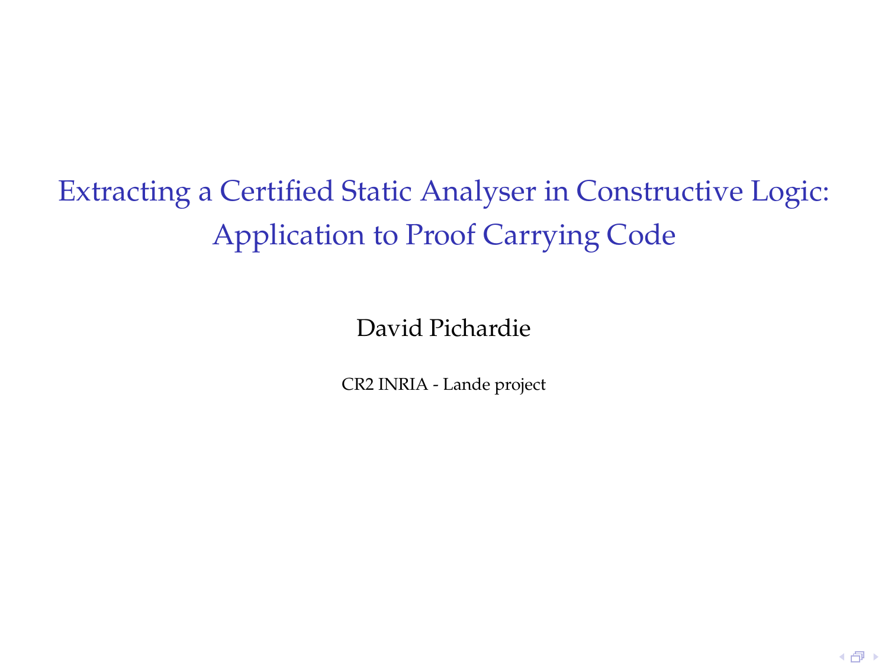# Extracting a Certified Static Analyser in Constructive Logic: Application to Proof Carrying Code

David Pichardie

CR2 INRIA - Lande project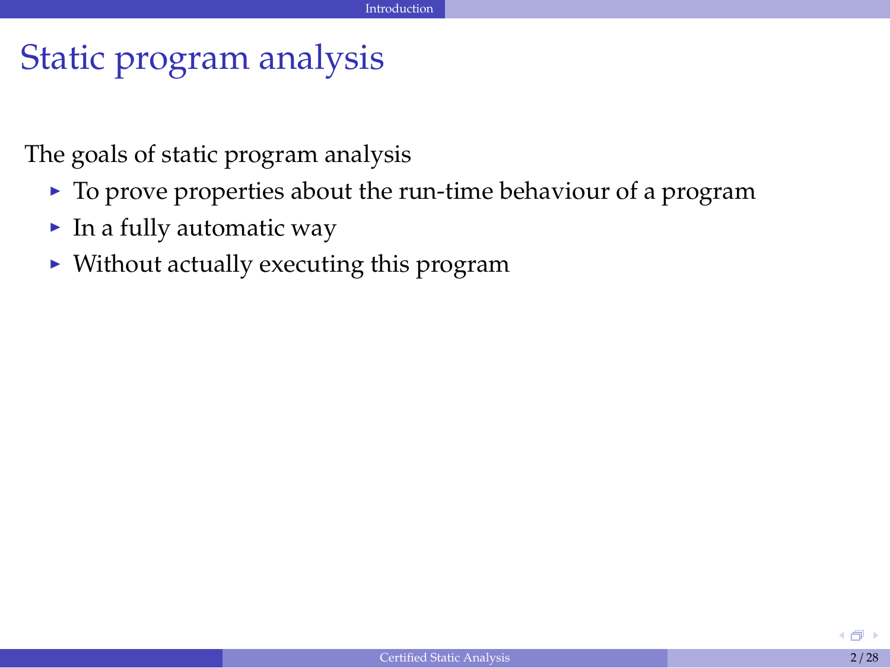# Static program analysis

The goals of static program analysis

- To prove properties about the run-time behaviour of a program
- In a fully automatic way
- Without actually executing this program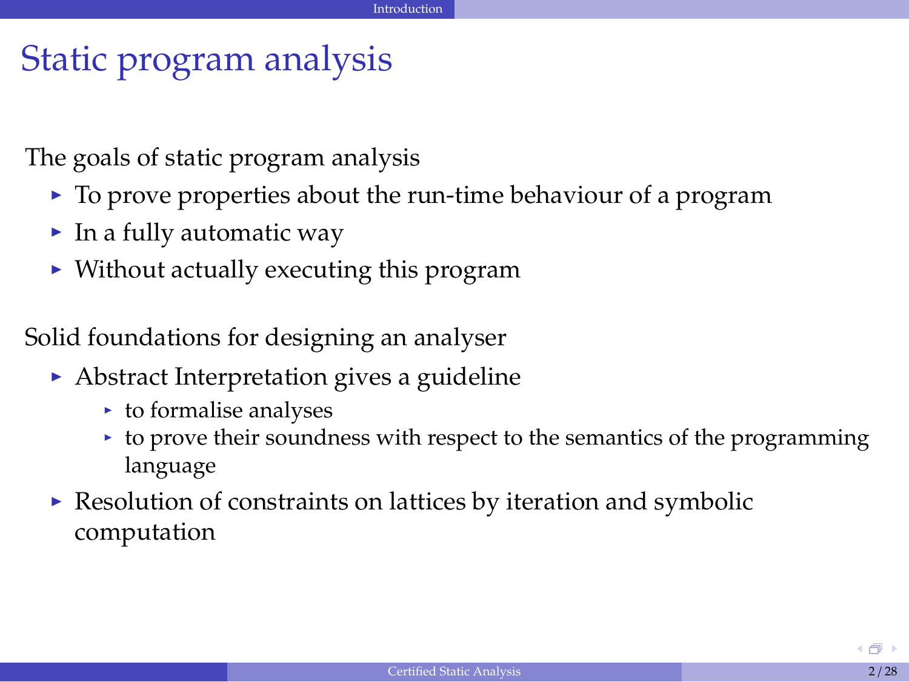# Static program analysis

The goals of static program analysis

- To prove properties about the run-time behaviour of a program
- In a fully automatic way
- Without actually executing this program

Solid foundations for designing an analyser

- Abstract Interpretation gives a guideline
  - to formalise analyses
  - to prove their soundness with respect to the semantics of the programming language
- Resolution of constraints on lattices by iteration and symbolic computation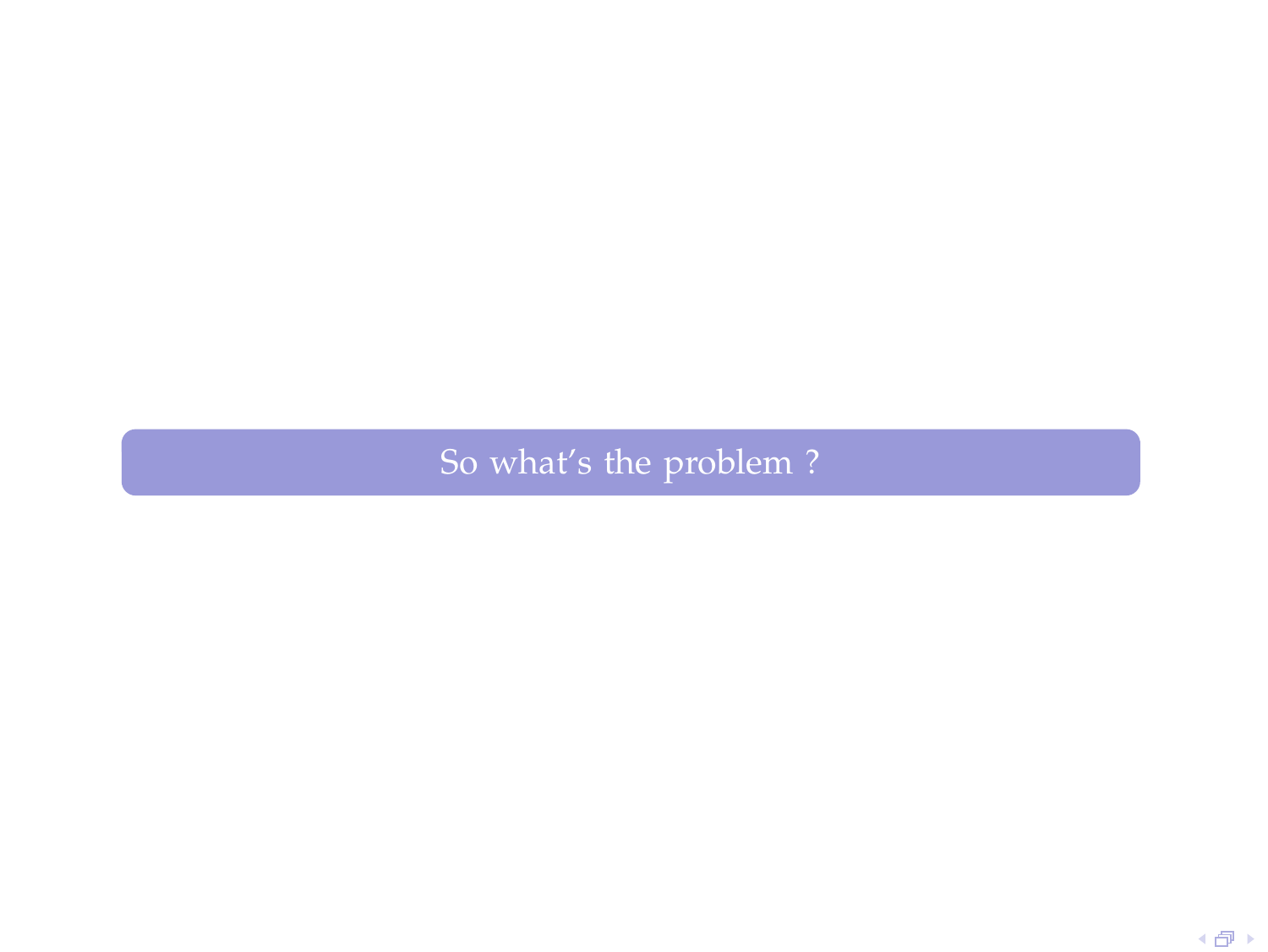# So what's the problem ?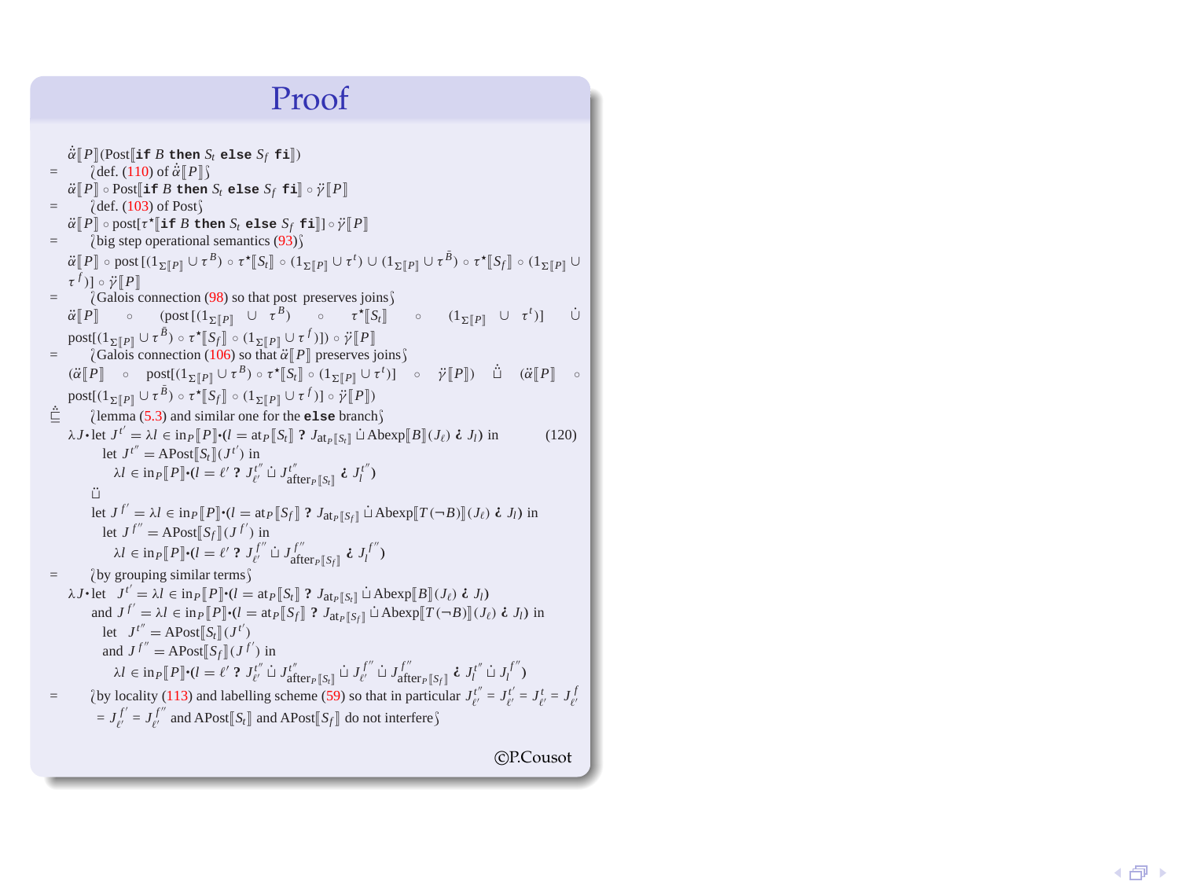# Proof

$\dot{\ddot{\alpha}}[\![P]\!](\text{Post}[\![\texttt{if } B \texttt{ then } S_t \texttt{ else } S_f \texttt{ fi}]\!])$

$=$ ≀def. (110) of $\dot{\ddot{\alpha}}[\![P]\!]$≀

$\ddot{\alpha}[\![P]\!] \circ \text{Post}[\![\texttt{if } B \texttt{ then } S_t \texttt{ else } S_f \texttt{ fi}]\!] \circ \ddot{\gamma}[\![P]\!]$

$=$ ≀def. (103) of Post≀

$\ddot{\alpha}[\![P]\!] \circ \text{post}[\tau^\star[\![\texttt{if } B \texttt{ then } S_t \texttt{ else } S_f \texttt{ fi}]\!]] \circ \ddot{\gamma}[\![P]\!]$

$=$ ≀big step operational semantics (93)≀

$\ddot{\alpha}[\![P]\!] \circ \text{post}\,[(1_{\Sigma[\![P]\!]} \cup \tau^B) \circ \tau^\star[\![S_t]\!] \circ (1_{\Sigma[\![P]\!]} \cup \tau^t) \cup (1_{\Sigma[\![P]\!]} \cup \tau^{\bar{B}}) \circ \tau^\star[\![S_f]\!] \circ (1_{\Sigma[\![P]\!]} \cup \tau^f)] \circ \ddot{\gamma}[\![P]\!]$

$=$ ≀Galois connection (98) so that post preserves joins≀

$\ddot{\alpha}[\![P]\!] \circ (\text{post}\,[(1_{\Sigma[\![P]\!]} \cup \tau^B) \circ \tau^\star[\![S_t]\!] \circ (1_{\Sigma[\![P]\!]} \cup \tau^t)] \;\dot{\cup}\; \text{post}[(1_{\Sigma[\![P]\!]} \cup \tau^{\bar{B}}) \circ \tau^\star[\![S_f]\!] \circ (1_{\Sigma[\![P]\!]} \cup \tau^f)]) \circ \ddot{\gamma}[\![P]\!]$

$=$ ≀Galois connection (106) so that $\ddot{\alpha}[\![P]\!]$ preserves joins≀

$(\ddot{\alpha}[\![P]\!] \circ \text{post}[(1_{\Sigma[\![P]\!]} \cup \tau^B) \circ \tau^\star[\![S_t]\!] \circ (1_{\Sigma[\![P]\!]} \cup \tau^t)] \circ \ddot{\gamma}[\![P]\!]) \;\ddot{\dot{\cup}}\; (\ddot{\alpha}[\![P]\!] \circ \text{post}[(1_{\Sigma[\![P]\!]} \cup \tau^{\bar{B}}) \circ \tau^\star[\![S_f]\!] \circ (1_{\Sigma[\![P]\!]} \cup \tau^f)] \circ \ddot{\gamma}[\![P]\!])$

$\ddot{\dot{\subseteq}}$ ≀lemma (5.3) and similar one for the **else** branch≀

$$
\begin{aligned}
&\lambda J\cdot \text{let } J^{t'} = \lambda l \in \text{in}_P[\![P]\!]\cdot(l = \text{at}_P[\![S_t]\!] \;?\; J_{\text{at}_P[\![S_t]\!]} \,\dot{\cup}\, \text{Abexp}[\![B]\!](J_\ell) \;¿\; J_l) \text{ in} \\
&\quad \text{let } J^{t''} = \text{APost}[\![S_t]\!](J^{t'}) \text{ in} \\
&\quad\quad \lambda l \in \text{in}_P[\![P]\!]\cdot(l = \ell' \;?\; J^{t''}_{\ell'} \,\dot{\cup}\, J^{t''}_{\text{after}_P[\![S_t]\!]} \;¿\; J^{t''}_l) \\
&\quad \ddot{\dot{\cup}} \\
&\quad \text{let } J^{f'} = \lambda l \in \text{in}_P[\![P]\!]\cdot(l = \text{at}_P[\![S_f]\!] \;?\; J_{\text{at}_P[\![S_f]\!]} \,\dot{\cup}\, \text{Abexp}[\![T(\neg B)]\!](J_\ell) \;¿\; J_l) \text{ in} \\
&\quad\quad \text{let } J^{f''} = \text{APost}[\![S_f]\!](J^{f'}) \text{ in} \\
&\quad\quad\quad \lambda l \in \text{in}_P[\![P]\!]\cdot(l = \ell' \;?\; J^{f''}_{\ell'} \,\dot{\cup}\, J^{f''}_{\text{after}_P[\![S_f]\!]} \;¿\; J^{f''}_l)
\end{aligned}
\tag{120}
$$

$=$ ≀by grouping similar terms≀

$$
\begin{aligned}
&\lambda J\cdot \text{let } J^{t'} = \lambda l \in \text{in}_P[\![P]\!]\cdot(l = \text{at}_P[\![S_t]\!] \;?\; J_{\text{at}_P[\![S_t]\!]} \,\dot{\cup}\, \text{Abexp}[\![B]\!](J_\ell) \;¿\; J_l) \\
&\quad \text{and } J^{f'} = \lambda l \in \text{in}_P[\![P]\!]\cdot(l = \text{at}_P[\![S_f]\!] \;?\; J_{\text{at}_P[\![S_f]\!]} \,\dot{\cup}\, \text{Abexp}[\![T(\neg B)]\!](J_\ell) \;¿\; J_l) \text{ in} \\
&\quad\quad \text{let } J^{t''} = \text{APost}[\![S_t]\!](J^{t'}) \\
&\quad\quad \text{and } J^{f''} = \text{APost}[\![S_f]\!](J^{f'}) \text{ in} \\
&\quad\quad\quad \lambda l \in \text{in}_P[\![P]\!]\cdot(l = \ell' \;?\; J^{t''}_{\ell'} \,\dot{\cup}\, J^{t''}_{\text{after}_P[\![S_t]\!]} \,\dot{\cup}\, J^{f''}_{\ell'} \,\dot{\cup}\, J^{f''}_{\text{after}_P[\![S_f]\!]} \;¿\; J^{t''}_l \,\dot{\cup}\, J^{f''}_l)
\end{aligned}
$$

$=$ ≀by locality (113) and labelling scheme (59) so that in particular $J^{t''}_{\ell'} = J^{t'}_{\ell'} = J^{t}_{\ell'} = J^{f}_{\ell'} = J^{f'}_{\ell'} = J^{f''}_{\ell'}$ and $\text{APost}[\![S_t]\!]$ and $\text{APost}[\![S_f]\!]$ do not interfere≀

©P.Cousot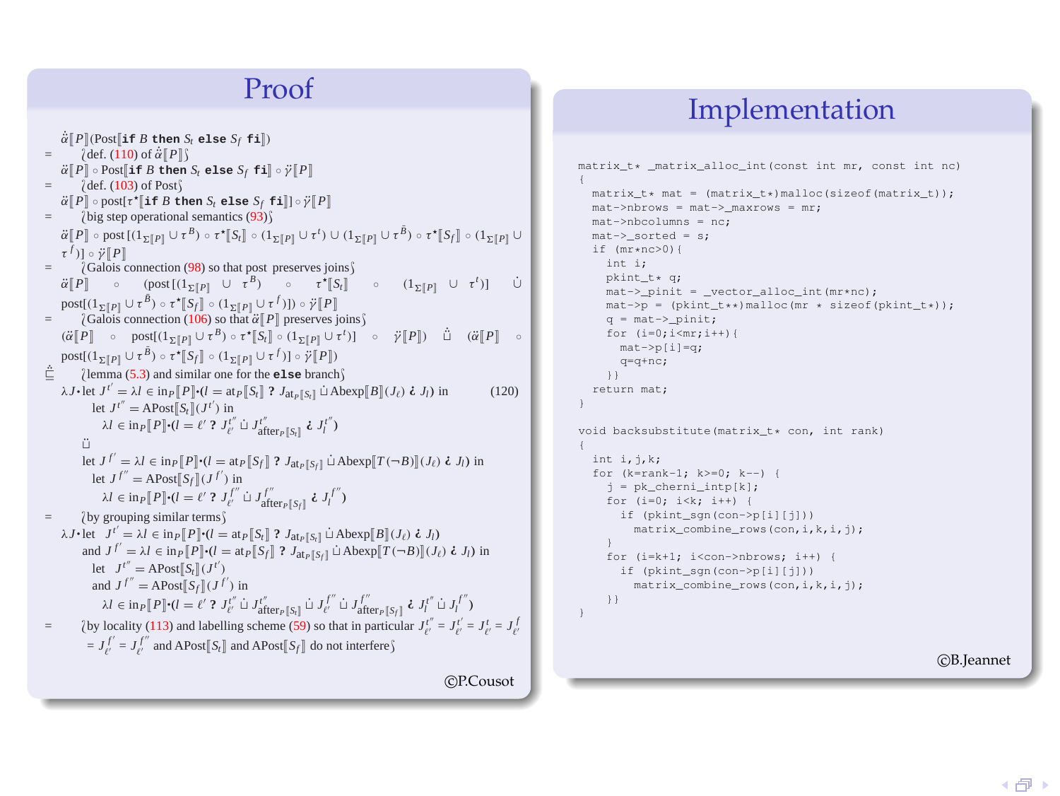# Proof

$\dot{\ddot{\alpha}}[\![P]\!](\text{Post}[\![\texttt{if } B \texttt{ then } S_t \texttt{ else } S_f \texttt{ fi}]\!])$

$=$ ⦃def. (110) of $\dot{\ddot{\alpha}}[\![P]\!]$⦄

$\ddot{\alpha}[\![P]\!] \circ \text{Post}[\![\texttt{if } B \texttt{ then } S_t \texttt{ else } S_f \texttt{ fi}]\!] \circ \ddot{\gamma}[\![P]\!]$

$=$ ⦃def. (103) of Post⦄

$\ddot{\alpha}[\![P]\!] \circ \text{post}[\tau^\star[\![\texttt{if } B \texttt{ then } S_t \texttt{ else } S_f \texttt{ fi}]\!]] \circ \ddot{\gamma}[\![P]\!]$

$=$ ⦃big step operational semantics (93)⦄

$\ddot{\alpha}[\![P]\!] \circ \text{post}\,[(1_{\Sigma[\![P]\!]} \cup \tau^B) \circ \tau^\star[\![S_t]\!] \circ (1_{\Sigma[\![P]\!]} \cup \tau^t) \cup (1_{\Sigma[\![P]\!]} \cup \tau^{\bar{B}}) \circ \tau^\star[\![S_f]\!] \circ (1_{\Sigma[\![P]\!]} \cup \tau^f)] \circ \ddot{\gamma}[\![P]\!]$

$=$ ⦃Galois connection (98) so that post preserves joins⦄

$\ddot{\alpha}[\![P]\!] \circ (\text{post}\,[(1_{\Sigma[\![P]\!]} \cup \tau^B) \circ \tau^\star[\![S_t]\!] \circ (1_{\Sigma[\![P]\!]} \cup \tau^t)] \mathrel{\dot{\cup}} \text{post}[(1_{\Sigma[\![P]\!]} \cup \tau^{\bar{B}}) \circ \tau^\star[\![S_f]\!] \circ (1_{\Sigma[\![P]\!]} \cup \tau^f)]) \circ \ddot{\gamma}[\![P]\!]$

$=$ ⦃Galois connection (106) so that $\ddot{\alpha}[\![P]\!]$ preserves joins⦄

$(\ddot{\alpha}[\![P]\!] \circ \text{post}[(1_{\Sigma[\![P]\!]} \cup \tau^B) \circ \tau^\star[\![S_t]\!] \circ (1_{\Sigma[\![P]\!]} \cup \tau^t)] \circ \ddot{\gamma}[\![P]\!]) \mathrel{\dot{\ddot{\cup}}} (\ddot{\alpha}[\![P]\!] \circ \text{post}[(1_{\Sigma[\![P]\!]} \cup \tau^{\bar{B}}) \circ \tau^\star[\![S_f]\!] \circ (1_{\Sigma[\![P]\!]} \cup \tau^f)] \circ \ddot{\gamma}[\![P]\!])$

$\dot{\ddot{\sqsubseteq}}$ ⦃lemma (5.3) and similar one for the **else** branch⦄

$$\begin{aligned}
&\lambda J \cdot \text{let } J^{t'} = \lambda l \in \text{in}_P[\![P]\!] \cdot (l = \text{at}_P[\![S_t]\!] \;?\; J_{\text{at}_P[\![S_t]\!]} \mathrel{\dot{\cup}} \text{Abexp}[\![B]\!](J_\ell) \;¿\; J_l) \text{ in} \qquad (120)\\
&\quad \text{let } J^{t''} = \text{APost}[\![S_t]\!](J^{t'}) \text{ in}\\
&\quad\quad \lambda l \in \text{in}_P[\![P]\!] \cdot (l = \ell' \;?\; J^{t''}_{\ell'} \mathrel{\dot{\cup}} J^{t''}_{\text{after}_P[\![S_t]\!]} \;¿\; J^{t''}_l)\\
&\quad \ddot{\dot{\cup}}\\
&\quad \text{let } J^{f'} = \lambda l \in \text{in}_P[\![P]\!] \cdot (l = \text{at}_P[\![S_f]\!] \;?\; J_{\text{at}_P[\![S_f]\!]} \mathrel{\dot{\cup}} \text{Abexp}[\![T(\neg B)]\!](J_\ell) \;¿\; J_l) \text{ in}\\
&\quad\quad \text{let } J^{f''} = \text{APost}[\![S_f]\!](J^{f'}) \text{ in}\\
&\quad\quad\quad \lambda l \in \text{in}_P[\![P]\!] \cdot (l = \ell' \;?\; J^{f''}_{\ell'} \mathrel{\dot{\cup}} J^{f''}_{\text{after}_P[\![S_f]\!]} \;¿\; J^{f''}_l)
\end{aligned}$$

$=$ ⦃by grouping similar terms⦄

$$\begin{aligned}
&\lambda J \cdot \text{let } J^{t'} = \lambda l \in \text{in}_P[\![P]\!] \cdot (l = \text{at}_P[\![S_t]\!] \;?\; J_{\text{at}_P[\![S_t]\!]} \mathrel{\dot{\cup}} \text{Abexp}[\![B]\!](J_\ell) \;¿\; J_l)\\
&\quad \text{and } J^{f'} = \lambda l \in \text{in}_P[\![P]\!] \cdot (l = \text{at}_P[\![S_f]\!] \;?\; J_{\text{at}_P[\![S_f]\!]} \mathrel{\dot{\cup}} \text{Abexp}[\![T(\neg B)]\!](J_\ell) \;¿\; J_l) \text{ in}\\
&\quad \text{let } J^{t''} = \text{APost}[\![S_t]\!](J^{t'})\\
&\quad \text{and } J^{f''} = \text{APost}[\![S_f]\!](J^{f'}) \text{ in}\\
&\quad\quad \lambda l \in \text{in}_P[\![P]\!] \cdot (l = \ell' \;?\; J^{t''}_{\ell'} \mathrel{\dot{\cup}} J^{t''}_{\text{after}_P[\![S_t]\!]} \mathrel{\dot{\cup}} J^{f''}_{\ell'} \mathrel{\dot{\cup}} J^{f''}_{\text{after}_P[\![S_f]\!]} \;¿\; J^{t''}_l \mathrel{\dot{\cup}} J^{f''}_l)
\end{aligned}$$

$=$ ⦃by locality (113) and labelling scheme (59) so that in particular $J^{t''}_{\ell'} = J^{t'}_{\ell'} = J^t_{\ell'} = J^f_{\ell'} = J^{f'}_{\ell'} = J^{f''}_{\ell'}$ and APost$[\![S_t]\!]$ and APost$[\![S_f]\!]$ do not interfere⦄

©P.Cousot

# Implementation

```
matrix_t* _matrix_alloc_int(const int mr, const int nc)
{
  matrix_t* mat = (matrix_t*)malloc(sizeof(matrix_t));
  mat->nbrows = mat->_maxrows = mr;
  mat->nbcolumns = nc;
  mat->_sorted = s;
  if (mr*nc>0){
    int i;
    pkint_t* q;
    mat->_pinit = _vector_alloc_int(mr*nc);
    mat->p = (pkint_t**)malloc(mr * sizeof(pkint_t*));
    q = mat->_pinit;
    for (i=0;i<mr;i++){
      mat->p[i]=q;
      q=q+nc;
    }}
  return mat;
}

void backsubstitute(matrix_t* con, int rank)
{
  int i,j,k;
  for (k=rank-1; k>=0; k--) {
    j = pk_cherni_intp[k];
    for (i=0; i<k; i++) {
      if (pkint_sgn(con->p[i][j]))
        matrix_combine_rows(con,i,k,i,j);
    }
    for (i=k+1; i<con->nbrows; i++) {
      if (pkint_sgn(con->p[i][j]))
        matrix_combine_rows(con,i,k,i,j);
    }}
}
```

©B.Jeannet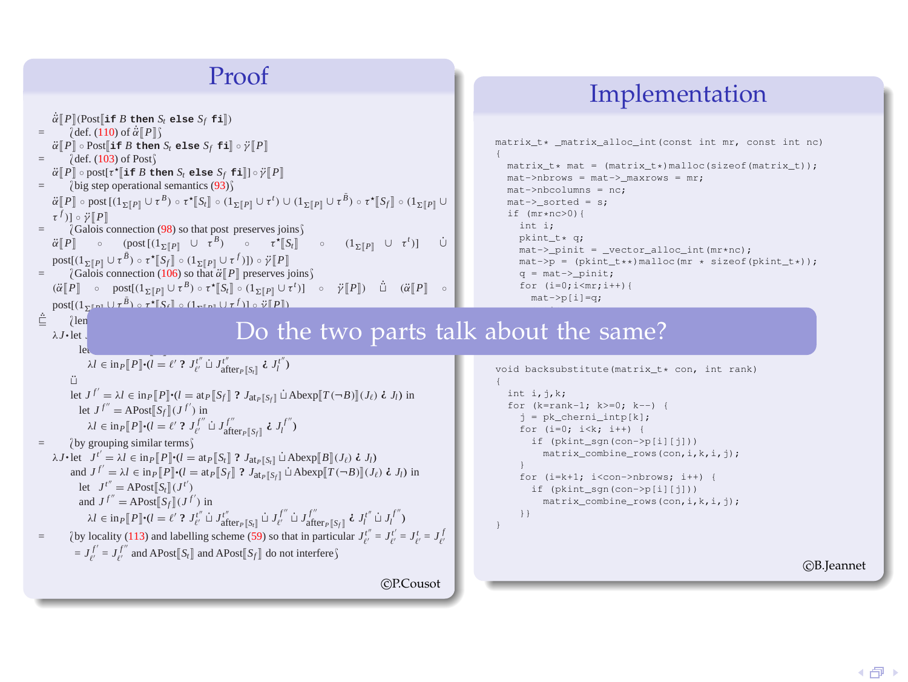## Proof

$\dot{\ddot{\alpha}}[\![P]\!](\text{Post}[\![\texttt{if } B \texttt{ then } S_t \texttt{ else } S_f \texttt{ fi}]\!])$

$=$ ⟨def. (110) of $\dot{\ddot{\alpha}}[\![P]\!]$⟩

$\ddot{\alpha}[\![P]\!] \circ \text{Post}[\![\texttt{if } B \texttt{ then } S_t \texttt{ else } S_f \texttt{ fi}]\!] \circ \ddot{\gamma}[\![P]\!]$

$=$ ⟨def. (103) of Post⟩

$\ddot{\alpha}[\![P]\!] \circ \text{post}[\tau^\star[\![\texttt{if } B \texttt{ then } S_t \texttt{ else } S_f \texttt{ fi}]\!]] \circ \ddot{\gamma}[\![P]\!]$

$=$ ⟨big step operational semantics (93)⟩

$\ddot{\alpha}[\![P]\!] \circ \text{post}\,[(1_{\Sigma[\![P]\!]} \cup \tau^B) \circ \tau^\star[\![S_t]\!] \circ (1_{\Sigma[\![P]\!]} \cup \tau^t) \cup (1_{\Sigma[\![P]\!]} \cup \tau^{\bar{B}}) \circ \tau^\star[\![S_f]\!] \circ (1_{\Sigma[\![P]\!]} \cup \tau^f)] \circ \ddot{\gamma}[\![P]\!]$

$=$ ⟨Galois connection (98) so that post preserves joins⟩

$\ddot{\alpha}[\![P]\!] \circ (\text{post}\,[(1_{\Sigma[\![P]\!]} \cup \tau^B) \circ \tau^\star[\![S_t]\!] \circ (1_{\Sigma[\![P]\!]} \cup \tau^t)] \mathbin{\dot\cup} \text{post}[(1_{\Sigma[\![P]\!]} \cup \tau^{\bar{B}}) \circ \tau^\star[\![S_f]\!] \circ (1_{\Sigma[\![P]\!]} \cup \tau^f)]) \circ \ddot{\gamma}[\![P]\!]$

$=$ ⟨Galois connection (106) so that $\ddot{\alpha}[\![P]\!]$ preserves joins⟩

$(\ddot{\alpha}[\![P]\!] \circ \text{post}[(1_{\Sigma[\![P]\!]} \cup \tau^B) \circ \tau^\star[\![S_t]\!] \circ (1_{\Sigma[\![P]\!]} \cup \tau^t)] \circ \ddot{\gamma}[\![P]\!]) \mathbin{\dot{\ddot\cup}} (\ddot{\alpha}[\![P]\!] \circ \text{post}[(1_{\Sigma[\![P]\!]} \cup \tau^{\bar{B}}) \circ \tau^\star[\![S_f]\!] \circ (1_{\Sigma[\![P]\!]} \cup \tau^f)] \circ \ddot{\gamma}[\![P]\!])$

$\dot{\ddot\subseteq}$ ⟨len…

$\lambda J \cdot \text{let}$ …

let …

$\lambda l \in \text{in}_P[\![P]\!] \cdot (l = \ell' \;?\; J^{t''}_{\ell'} \mathbin{\ddot\cup} J^{t''}_{\text{after}_P[\![S_t]\!]} \;¿\; J^{t''}_l)$

$\ddot\cup$

let $J^{f'} = \lambda l \in \text{in}_P[\![P]\!] \cdot (l = \text{at}_P[\![S_f]\!] \;?\; J_{\text{at}_P[\![S_f]\!]} \mathbin{\ddot\cup} \text{Abexp}[\![T(\neg B)]\!](J_\ell) \;¿\; J_l)$ in

let $J^{f''} = \text{APost}[\![S_f]\!](J^{f'})$ in

$\lambda l \in \text{in}_P[\![P]\!] \cdot (l = \ell' \;?\; J^{f''}_{\ell'} \mathbin{\ddot\cup} J^{f''}_{\text{after}_P[\![S_f]\!]} \;¿\; J^{f''}_l)$

$=$ ⟨by grouping similar terms⟩

$\lambda J \cdot \text{let } J^{t'} = \lambda l \in \text{in}_P[\![P]\!] \cdot (l = \text{at}_P[\![S_t]\!] \;?\; J_{\text{at}_P[\![S_t]\!]} \mathbin{\ddot\cup} \text{Abexp}[\![B]\!](J_\ell) \;¿\; J_l)$

and $J^{f'} = \lambda l \in \text{in}_P[\![P]\!] \cdot (l = \text{at}_P[\![S_f]\!] \;?\; J_{\text{at}_P[\![S_f]\!]} \mathbin{\ddot\cup} \text{Abexp}[\![T(\neg B)]\!](J_\ell) \;¿\; J_l)$ in

let $J^{t''} = \text{APost}[\![S_t]\!](J^{t'})$

and $J^{f''} = \text{APost}[\![S_f]\!](J^{f'})$ in

$\lambda l \in \text{in}_P[\![P]\!] \cdot (l = \ell' \;?\; J^{t''}_{\ell'} \mathbin{\ddot\cup} J^{t''}_{\text{after}_P[\![S_t]\!]} \mathbin{\ddot\cup} J^{f''}_{\ell'} \mathbin{\ddot\cup} J^{f''}_{\text{after}_P[\![S_f]\!]} \;¿\; J^{t''}_l \mathbin{\ddot\cup} J^{f''}_l)$

$=$ ⟨by locality (113) and labelling scheme (59) so that in particular $J^{t''}_{\ell'} = J^{t'}_{\ell'} = J^t_{\ell'} = J^f_{\ell'} = J^{f'}_{\ell'} = J^{f''}_{\ell'}$ and APost$[\![S_t]\!]$ and APost$[\![S_f]\!]$ do not interfere⟩

©P.Cousot

## Implementation

```
matrix_t* _matrix_alloc_int(const int mr, const int nc)
{
  matrix_t* mat = (matrix_t*)malloc(sizeof(matrix_t));
  mat->nbrows = mat->_maxrows = mr;
  mat->nbcolumns = nc;
  mat->_sorted = s;
  if (mr*nc>0){
    int i;
    pkint_t* q;
    mat->_pinit = _vector_alloc_int(mr*nc);
    mat->p = (pkint_t**)malloc(mr * sizeof(pkint_t*));
    q = mat->_pinit;
    for (i=0;i<mr;i++){
      mat->p[i]=q;
```

```
void backsubstitute(matrix_t* con, int rank)
{
  int i,j,k;
  for (k=rank-1; k>=0; k--) {
    j = pk_cherni_intp[k];
    for (i=0; i<k; i++) {
      if (pkint_sgn(con->p[i][j]))
        matrix_combine_rows(con,i,k,i,j);
    }
    for (i=k+1; i<con->nbrows; i++) {
      if (pkint_sgn(con->p[i][j]))
        matrix_combine_rows(con,i,k,i,j);
    }}
}
```

©B.Jeannet

Do the two parts talk about the same?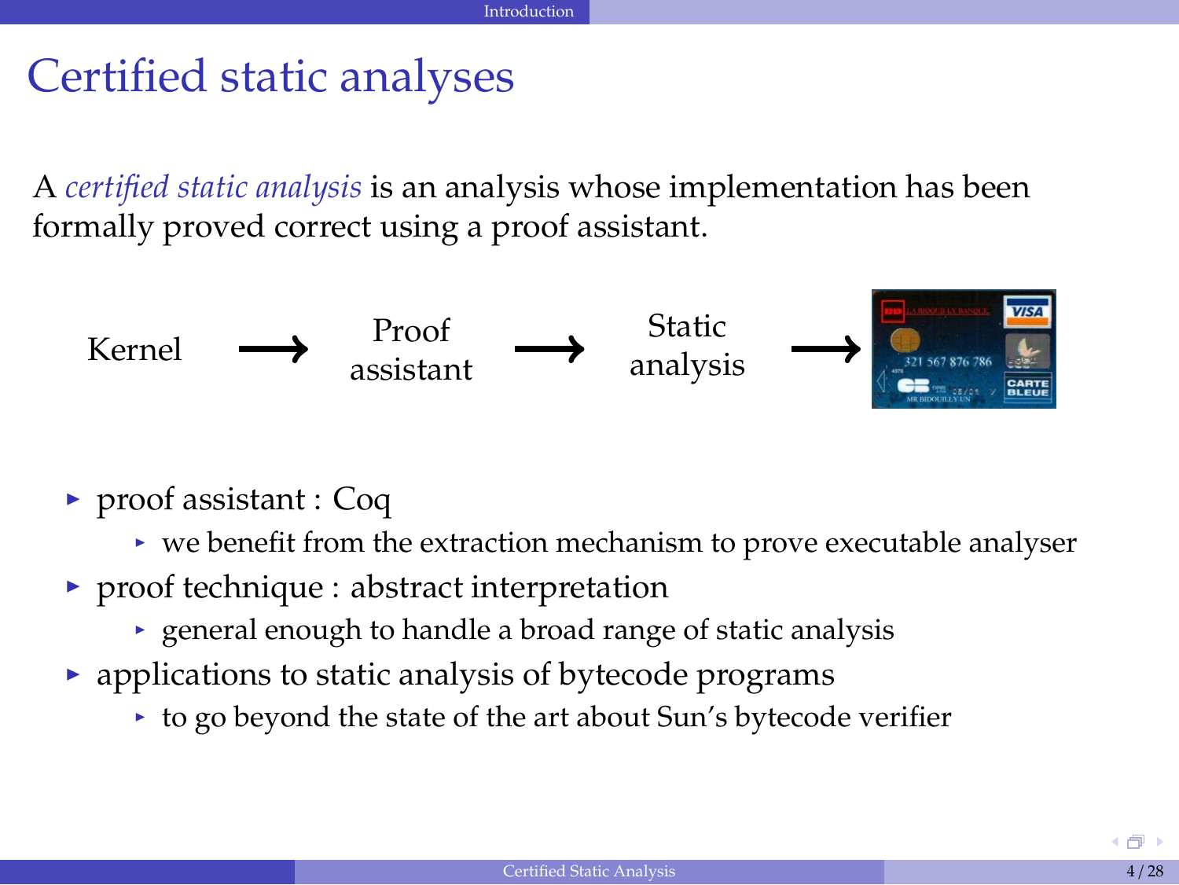# Certified static analyses

A *certified static analysis* is an analysis whose implementation has been formally proved correct using a proof assistant.

Kernel ⟶ Proof assistant ⟶ Static analysis ⟶

- proof assistant : Coq
  - we benefit from the extraction mechanism to prove executable analyser
- proof technique : abstract interpretation
  - general enough to handle a broad range of static analysis
- applications to static analysis of bytecode programs
  - to go beyond the state of the art about Sun's bytecode verifier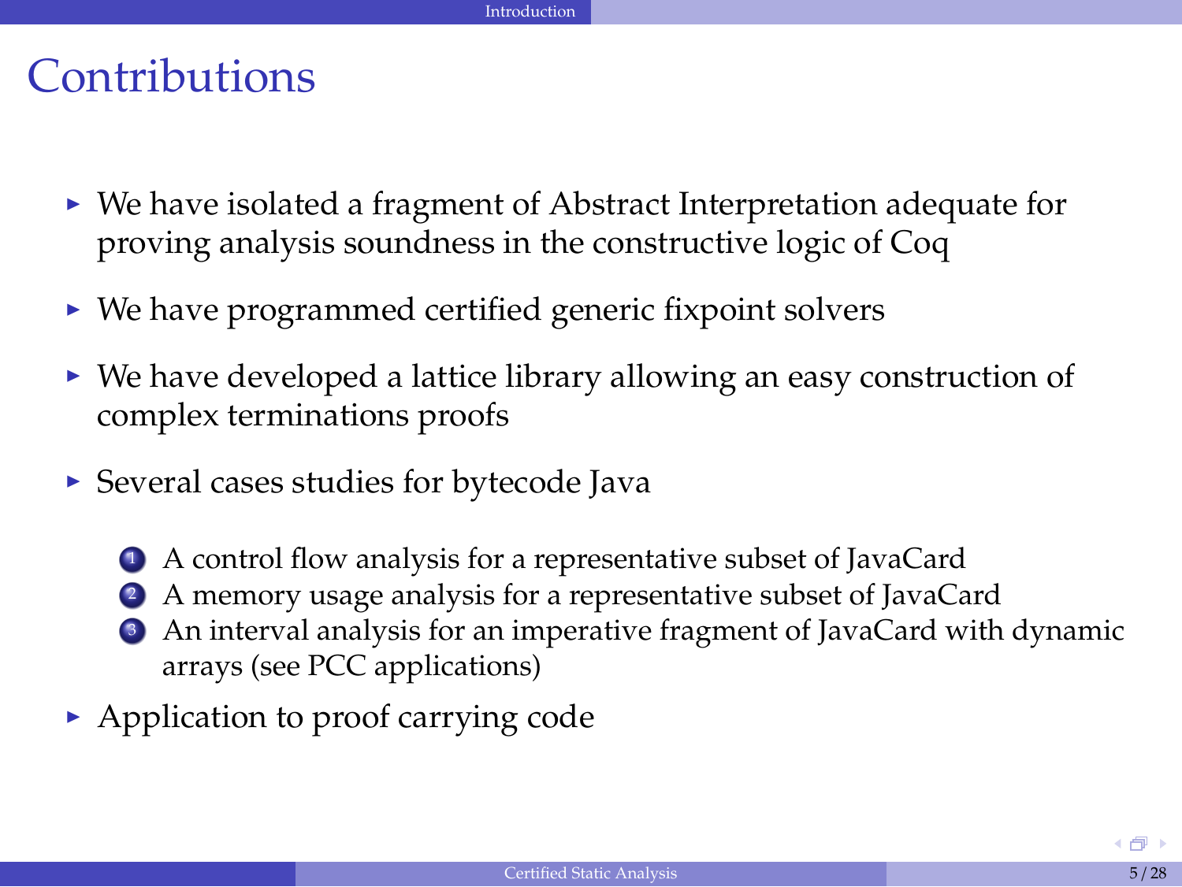# Contributions

- We have isolated a fragment of Abstract Interpretation adequate for proving analysis soundness in the constructive logic of Coq
- We have programmed certified generic fixpoint solvers
- We have developed a lattice library allowing an easy construction of complex terminations proofs
- Several cases studies for bytecode Java
  1. A control flow analysis for a representative subset of JavaCard
  2. A memory usage analysis for a representative subset of JavaCard
  3. An interval analysis for an imperative fragment of JavaCard with dynamic arrays (see PCC applications)
- Application to proof carrying code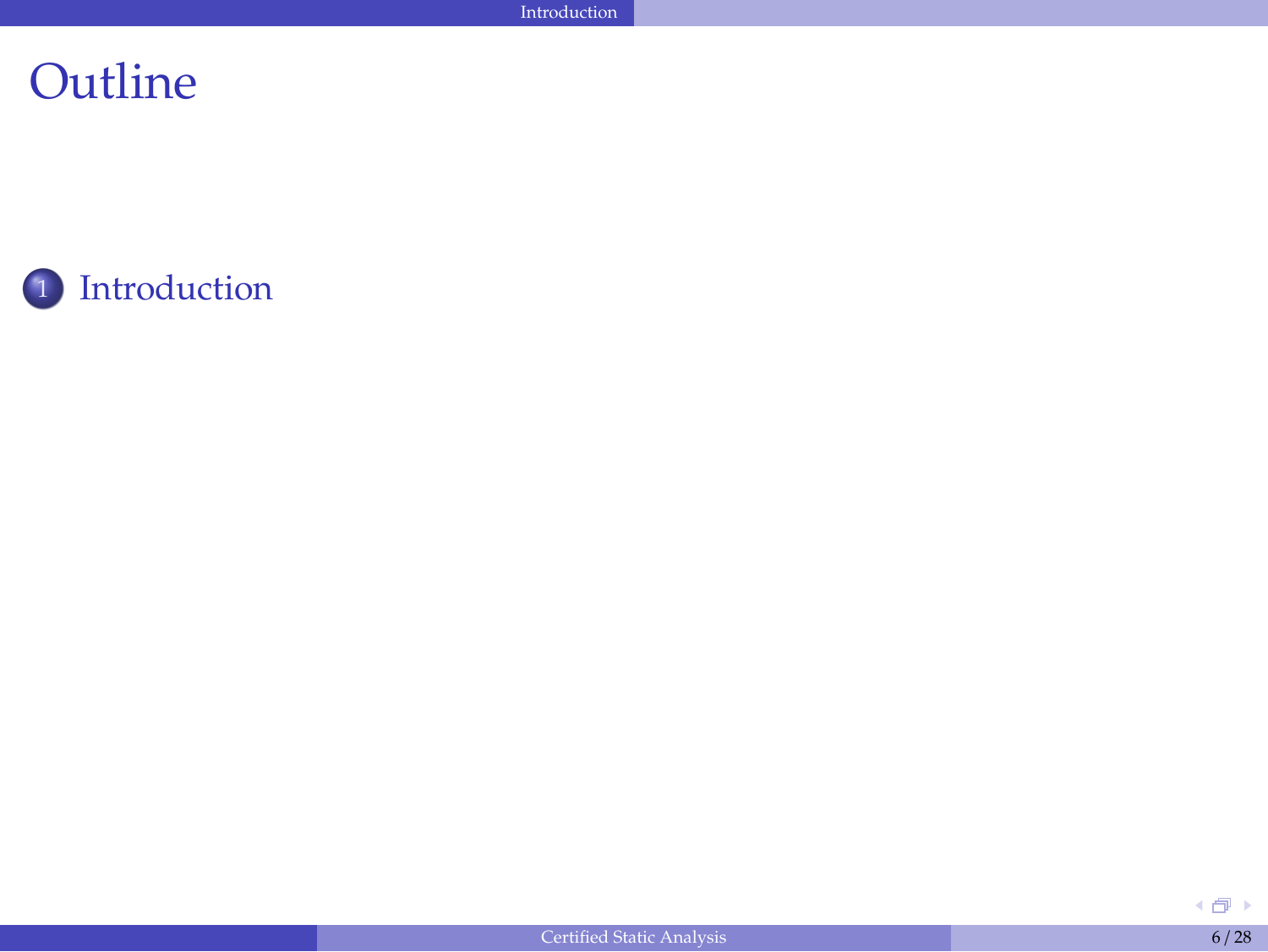# Outline

1. Introduction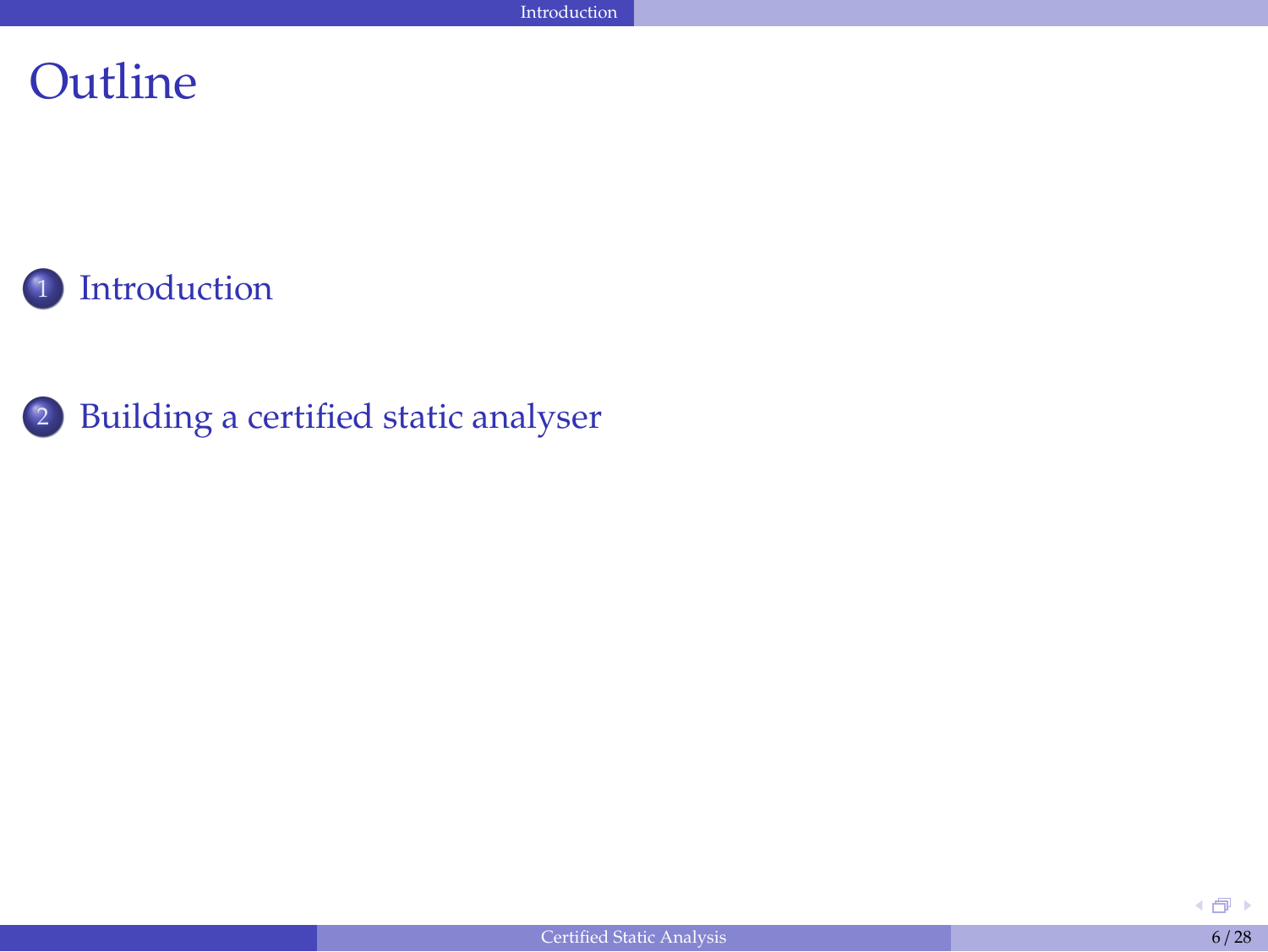# Outline

1. Introduction

2. Building a certified static analyser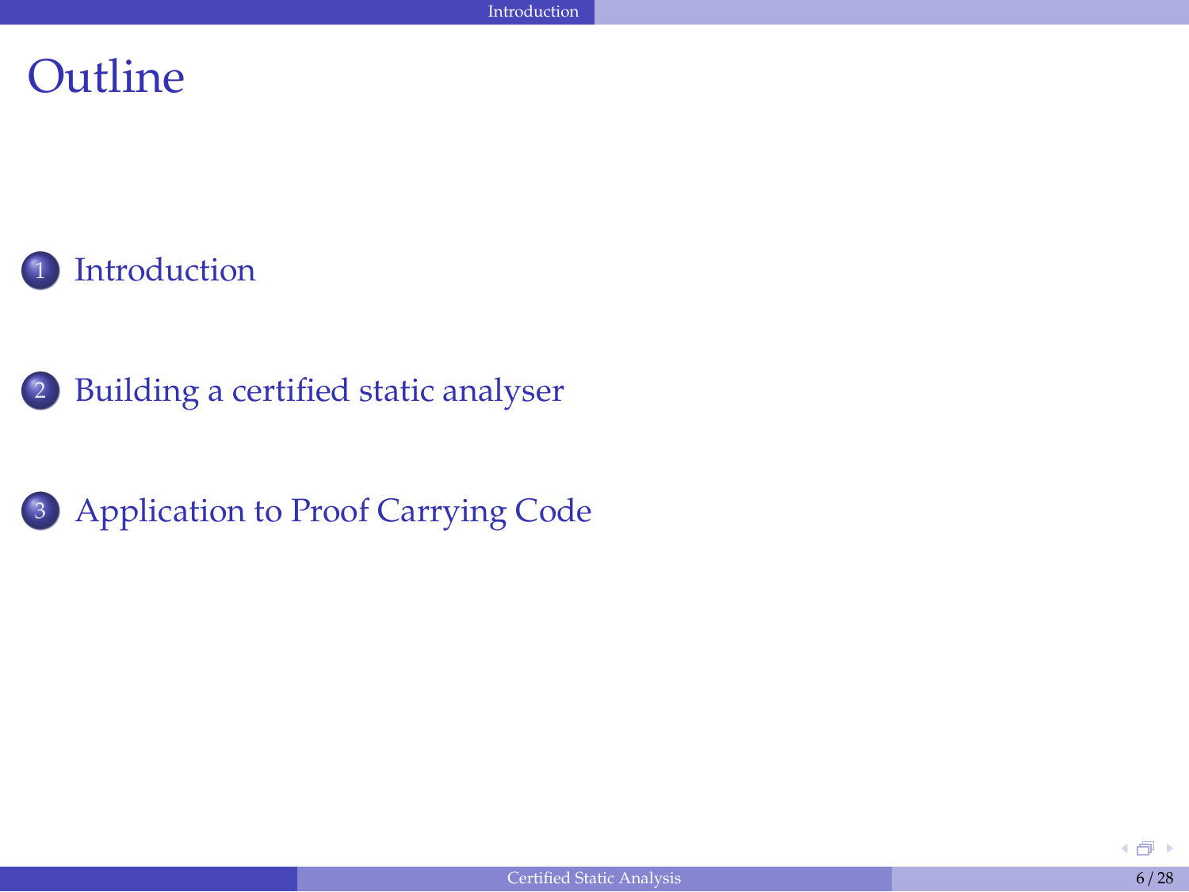# Outline

1. Introduction
2. Building a certified static analyser
3. Application to Proof Carrying Code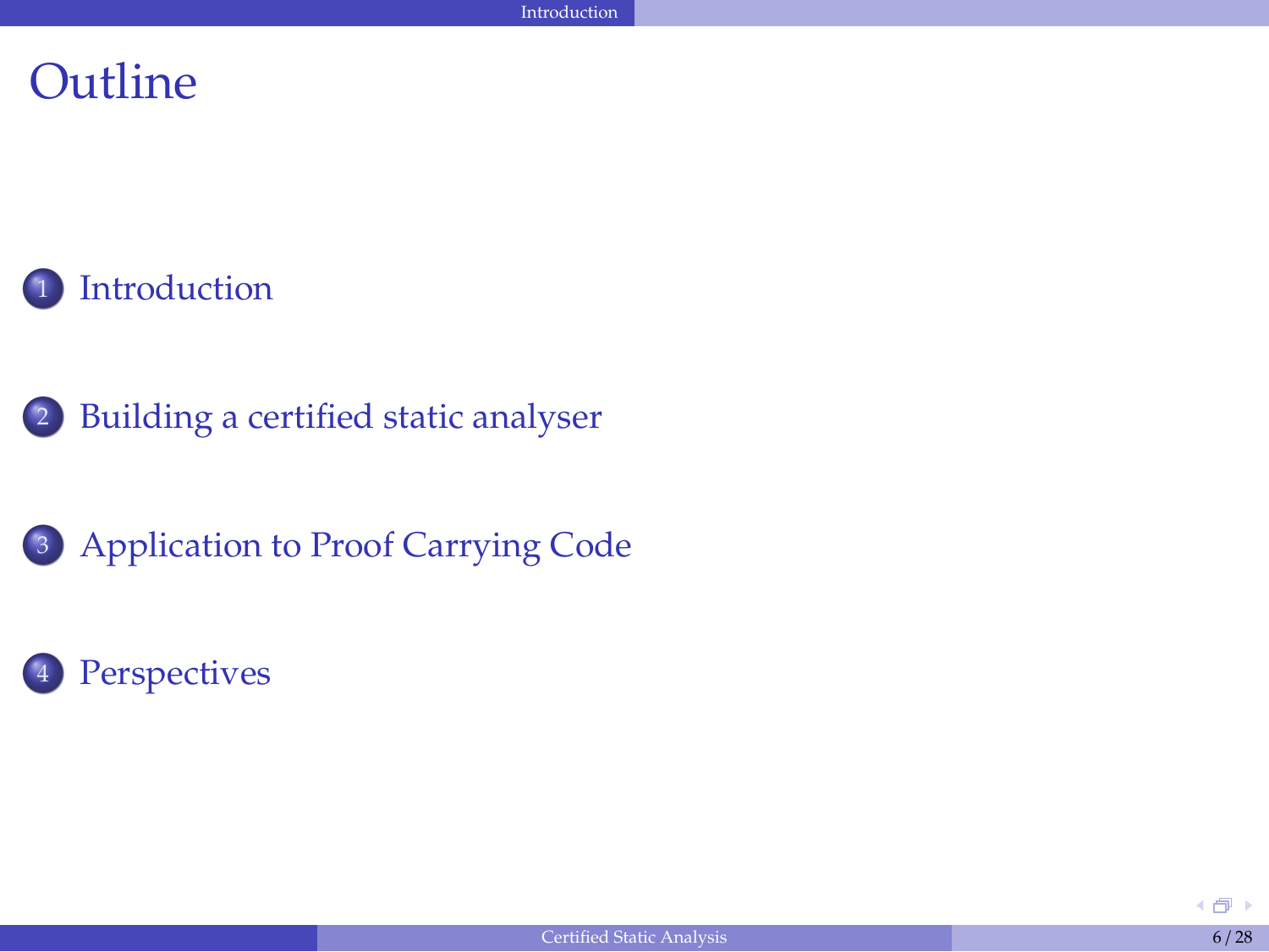# Outline

1. Introduction
2. Building a certified static analyser
3. Application to Proof Carrying Code
4. Perspectives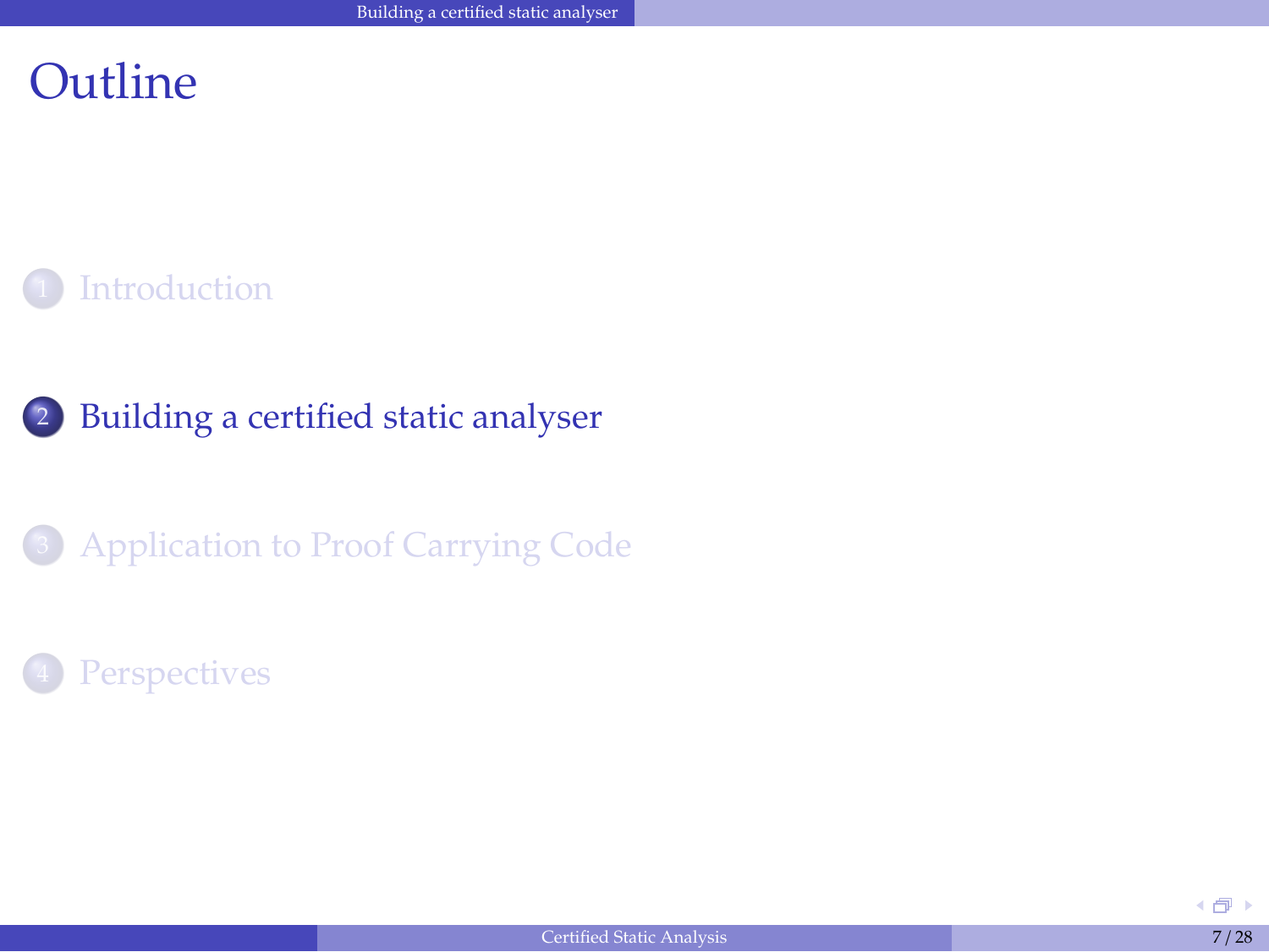# Outline

1. Introduction
2. Building a certified static analyser
3. Application to Proof Carrying Code
4. Perspectives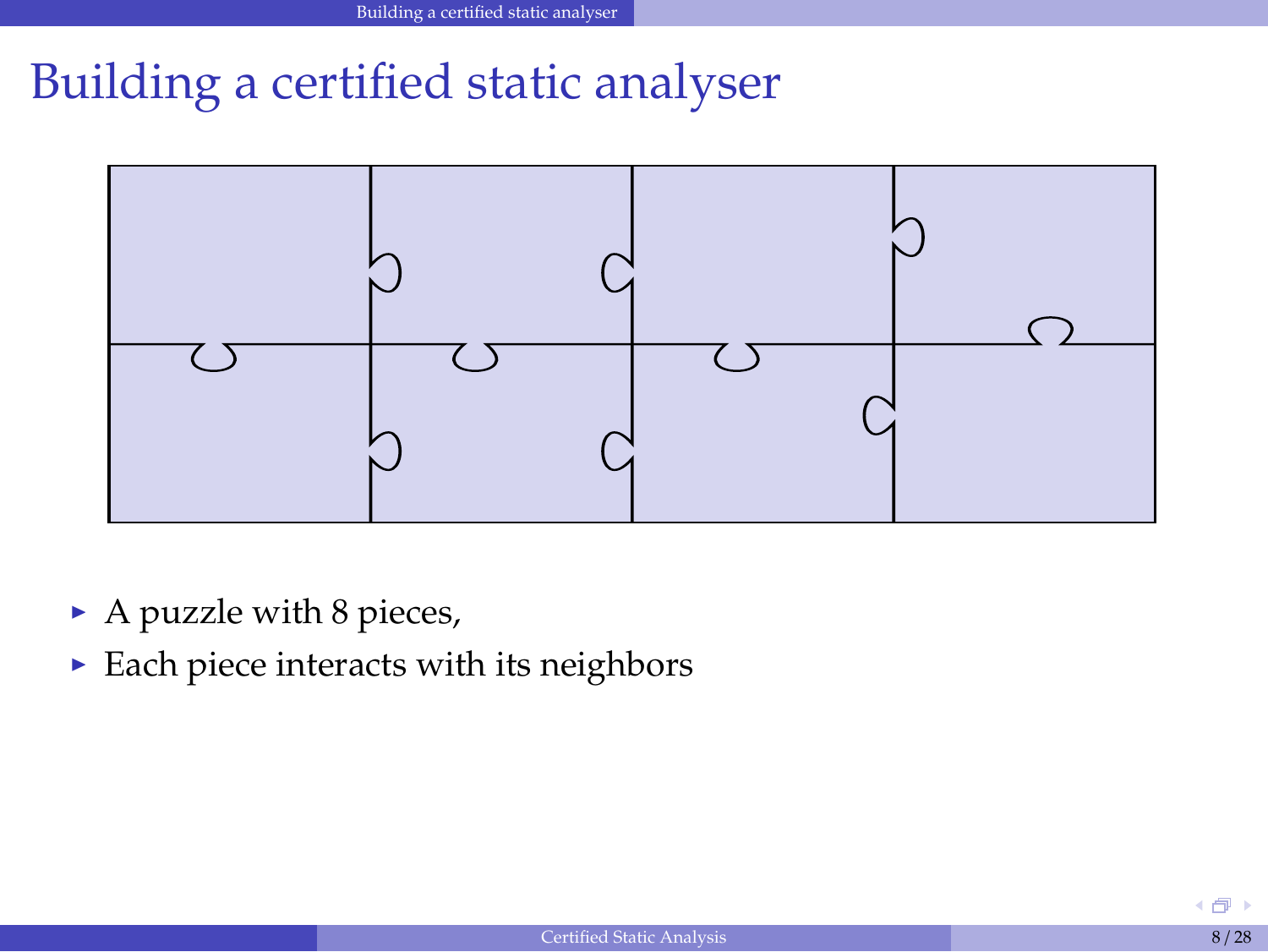# Building a certified static analyser

- A puzzle with 8 pieces,
- Each piece interacts with its neighbors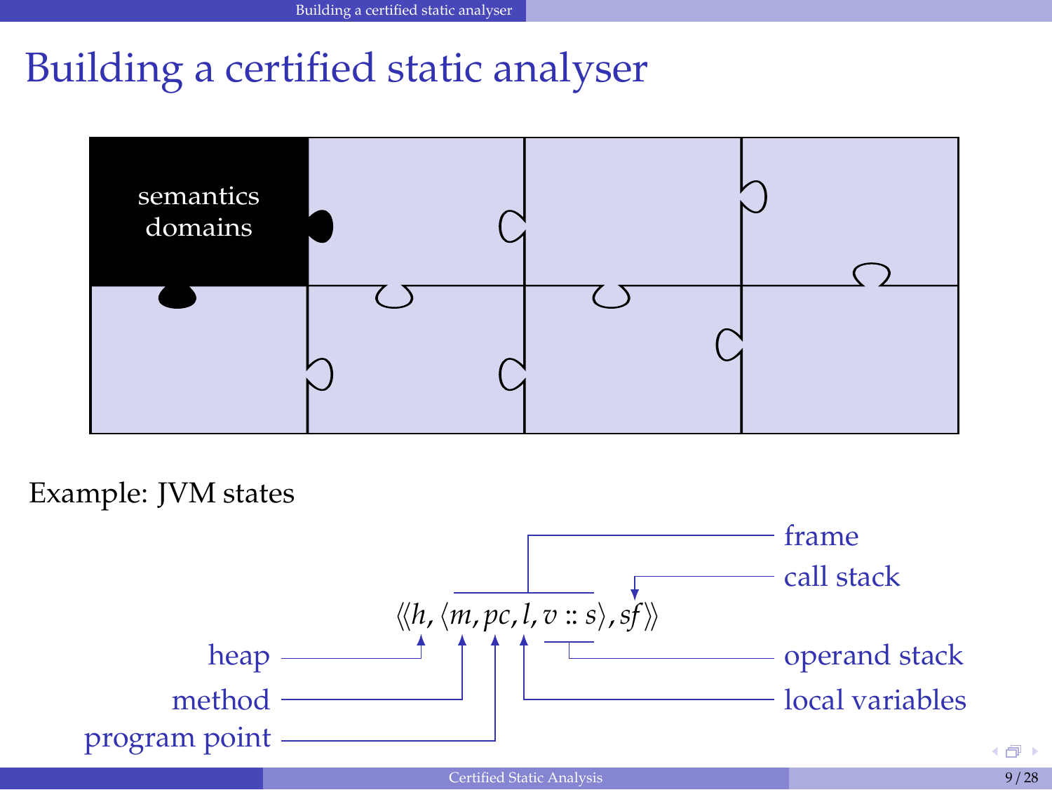# Building a certified static analyser

semantics
domains

Example: JVM states

$$\langle\!\langle h, \langle m, pc, l, v :: s\rangle, sf\rangle\!\rangle$$

frame
call stack
heap
operand stack
method
local variables
program point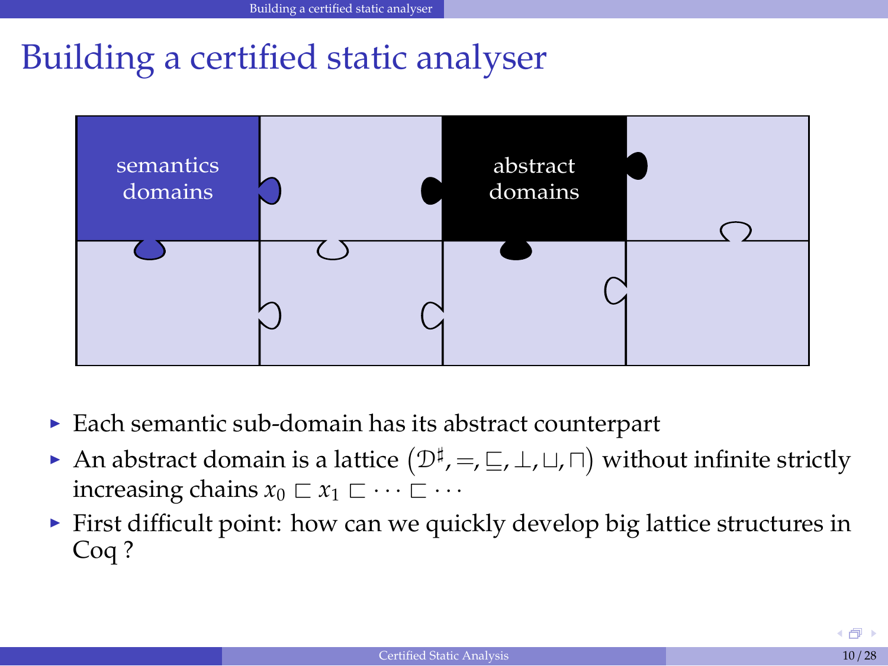# Building a certified static analyser

semantics domains

abstract domains

- Each semantic sub-domain has its abstract counterpart
- An abstract domain is a lattice $\left(\mathcal{D}^\sharp, =, \sqsubseteq, \bot, \sqcup, \sqcap\right)$ without infinite strictly increasing chains $x_0 \sqsubset x_1 \sqsubset \cdots \sqsubset \cdots$
- First difficult point: how can we quickly develop big lattice structures in Coq ?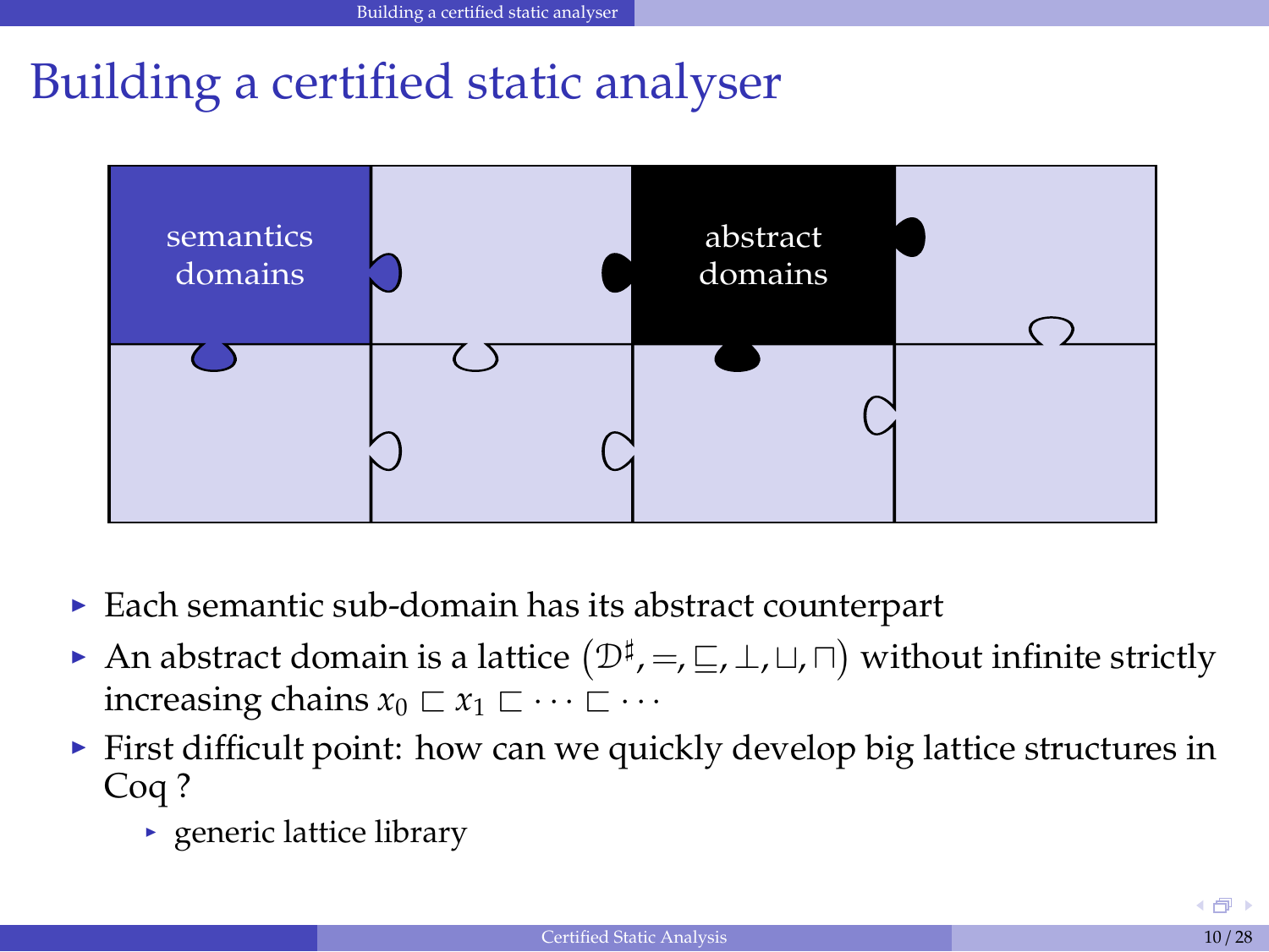# Building a certified static analyser

semantics domains

abstract domains

- Each semantic sub-domain has its abstract counterpart
- An abstract domain is a lattice $\left(\mathcal{D}^\sharp, =, \sqsubseteq, \bot, \sqcup, \sqcap\right)$ without infinite strictly increasing chains $x_0 \sqsubset x_1 \sqsubset \cdots \sqsubset \cdots$
- First difficult point: how can we quickly develop big lattice structures in Coq ?
  - generic lattice library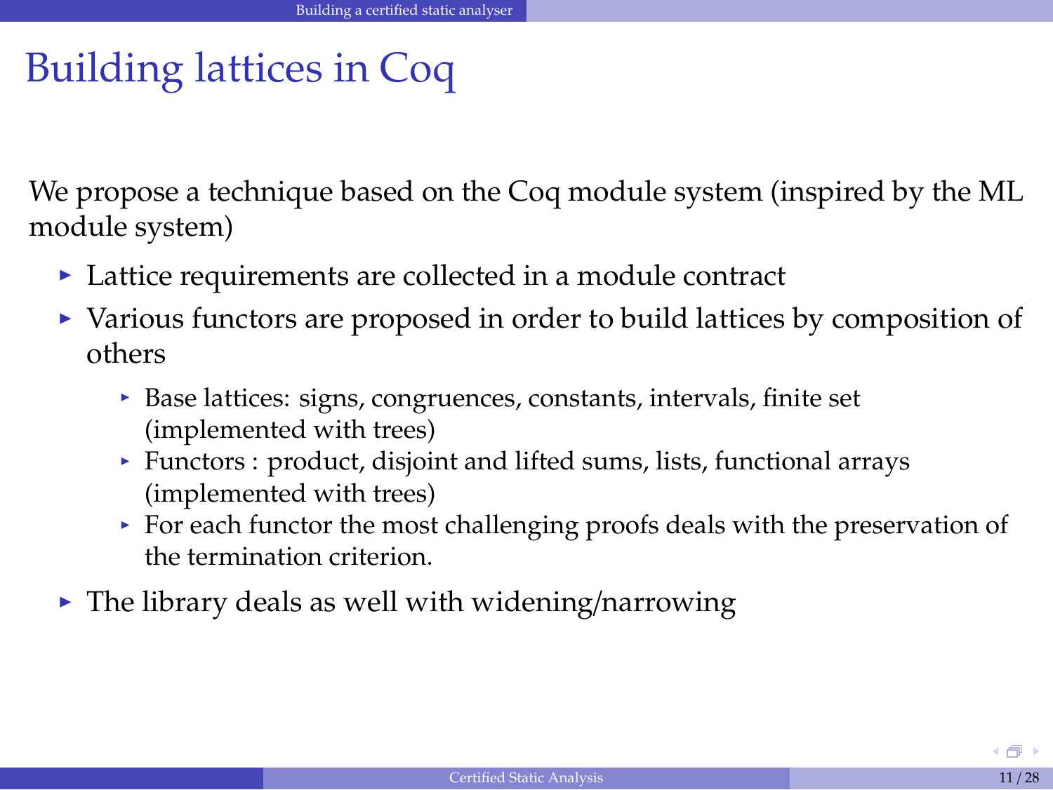# Building lattices in Coq

We propose a technique based on the Coq module system (inspired by the ML module system)

- Lattice requirements are collected in a module contract
- Various functors are proposed in order to build lattices by composition of others
  - Base lattices: signs, congruences, constants, intervals, finite set (implemented with trees)
  - Functors : product, disjoint and lifted sums, lists, functional arrays (implemented with trees)
  - For each functor the most challenging proofs deals with the preservation of the termination criterion.
- The library deals as well with widening/narrowing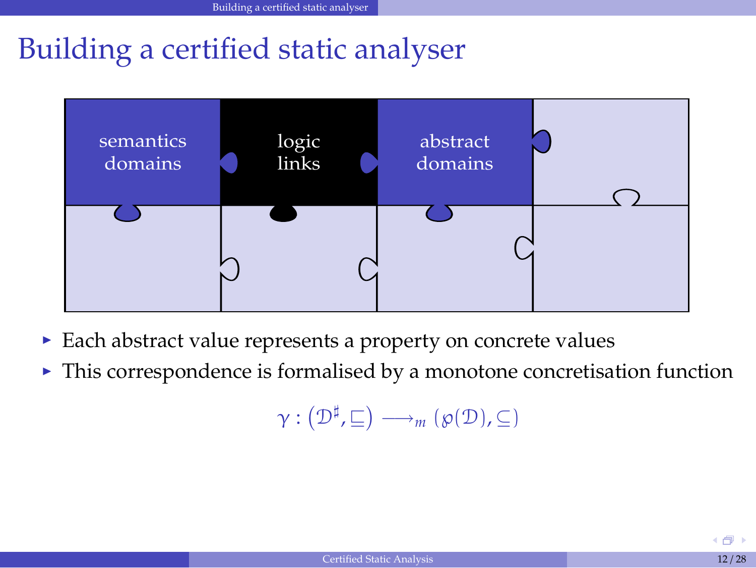# Building a certified static analyser

semantics domains

logic links

abstract domains

- Each abstract value represents a property on concrete values
- This correspondence is formalised by a monotone concretisation function

$$\gamma : (\mathcal{D}^\sharp, \sqsubseteq) \longrightarrow_m (\wp(\mathcal{D}), \subseteq)$$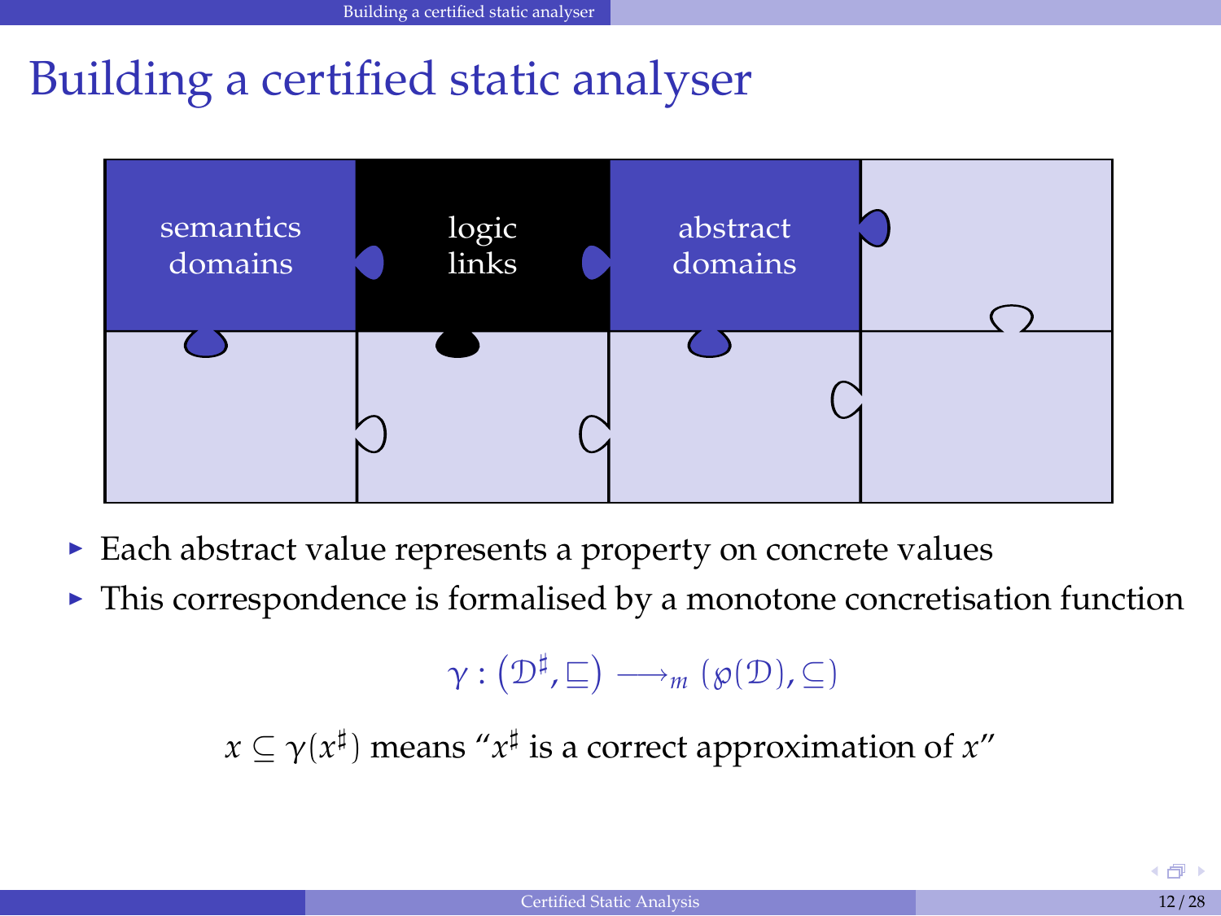# Building a certified static analyser

semantics domains

logic links

abstract domains

- Each abstract value represents a property on concrete values
- This correspondence is formalised by a monotone concretisation function

$$\gamma : \left(\mathcal{D}^\sharp, \sqsubseteq\right) \longrightarrow_m (\wp(\mathcal{D}), \subseteq)$$

$x \subseteq \gamma(x^\sharp)$ means "$x^\sharp$ is a correct approximation of $x$"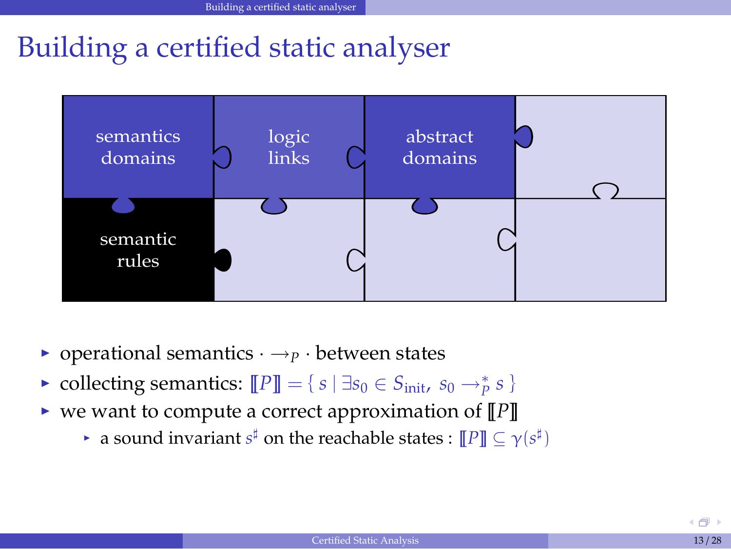# Building a certified static analyser

semantics domains

logic links

abstract domains

semantic rules

- operational semantics $\cdot \rightarrow_P \cdot$ between states
- collecting semantics: $[\![P]\!] = \{\, s \mid \exists s_0 \in S_{\text{init}},\ s_0 \rightarrow_P^* s \,\}$
- we want to compute a correct approximation of $[\![P]\!]$
  - a sound invariant $s^\sharp$ on the reachable states : $[\![P]\!] \subseteq \gamma(s^\sharp)$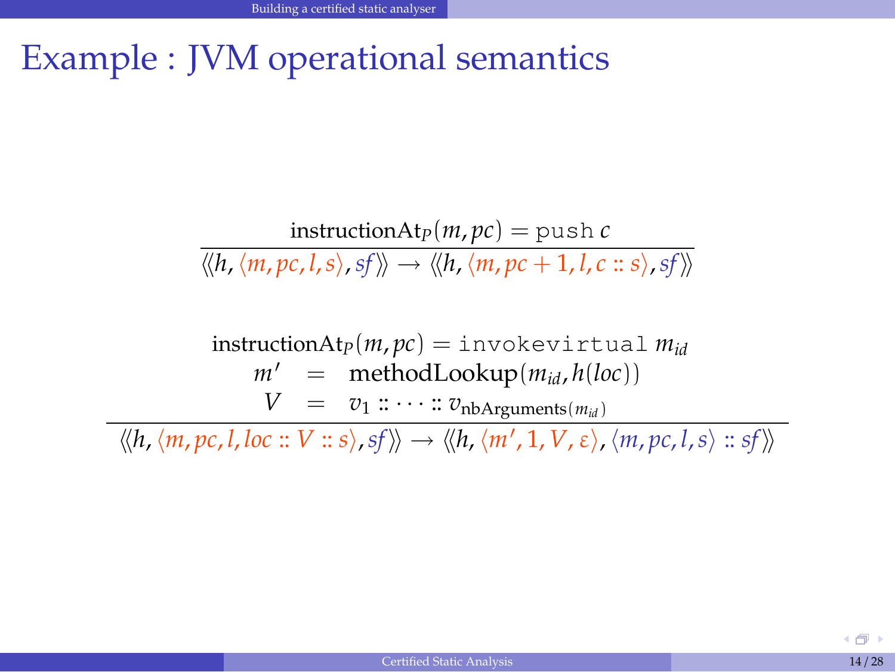# Example : JVM operational semantics

$$\frac{\text{instructionAt}_P(m, pc) = \texttt{push}\; c}{\langle\!\langle h, \langle m, pc, l, s\rangle, sf\rangle\!\rangle \rightarrow \langle\!\langle h, \langle m, pc+1, l, c :: s\rangle, sf\rangle\!\rangle}$$

$$\frac{\begin{array}{c}\text{instructionAt}_P(m, pc) = \texttt{invokevirtual}\; m_{id} \\ \begin{array}{rcl} m' & = & \text{methodLookup}(m_{id}, h(loc)) \\ V & = & v_1 :: \cdots :: v_{\text{nbArguments}(m_{id})} \end{array}\end{array}}{\langle\!\langle h, \langle m, pc, l, loc :: V :: s\rangle, sf\rangle\!\rangle \rightarrow \langle\!\langle h, \langle m', 1, V, \varepsilon\rangle, \langle m, pc, l, s\rangle :: sf\rangle\!\rangle}$$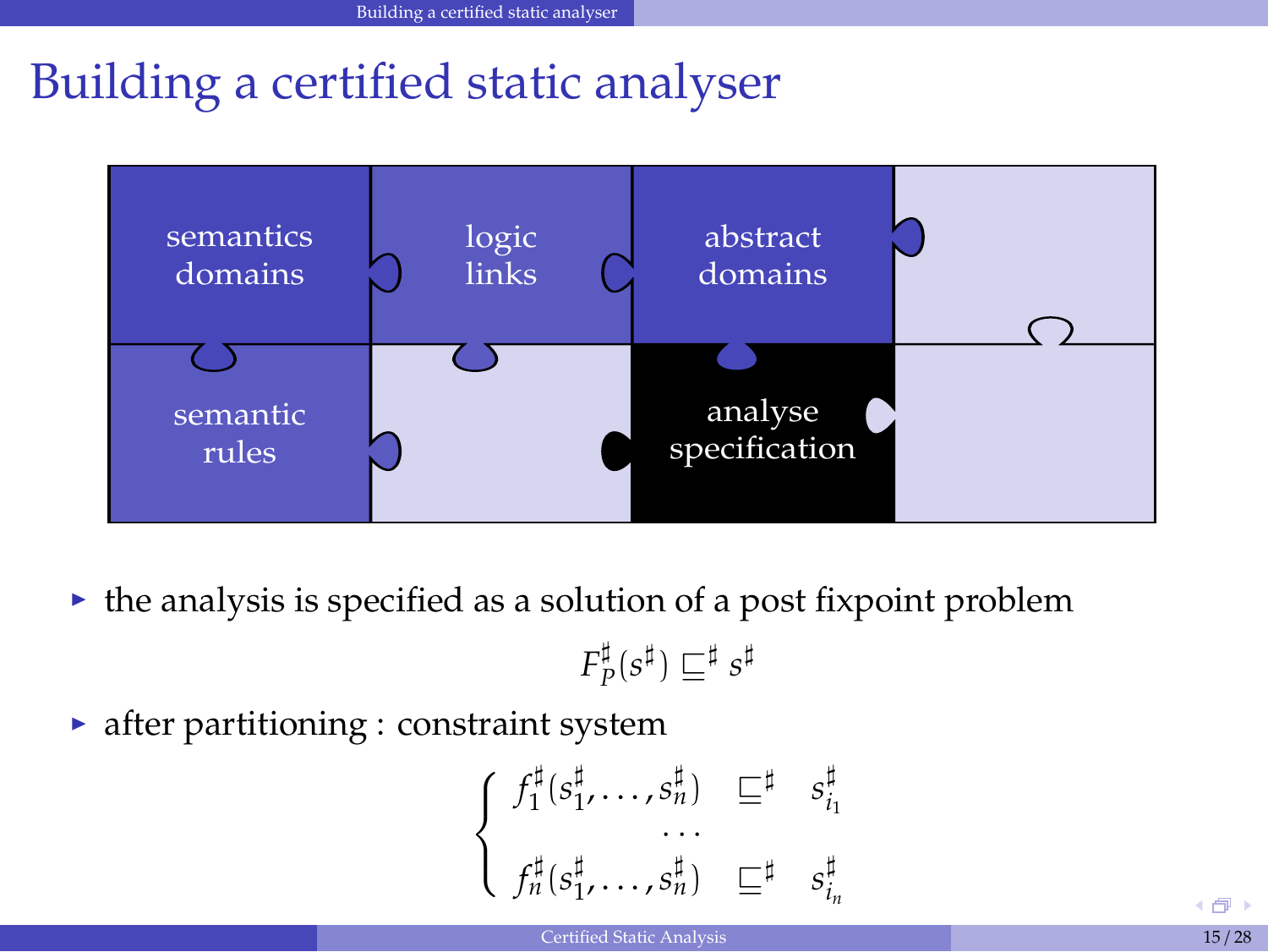# Building a certified static analyser

semantics domains

logic links

abstract domains

semantic rules

analyse specification

- the analysis is specified as a solution of a post fixpoint problem

$$F^\sharp_P(s^\sharp) \sqsubseteq^\sharp s^\sharp$$

- after partitioning : constraint system

$$\left\{\begin{array}{ccc} f_1^\sharp(s_1^\sharp,\ldots,s_n^\sharp) & \sqsubseteq^\sharp & s_{i_1}^\sharp \\ & \cdots & \\ f_n^\sharp(s_1^\sharp,\ldots,s_n^\sharp) & \sqsubseteq^\sharp & s_{i_n}^\sharp \end{array}\right.$$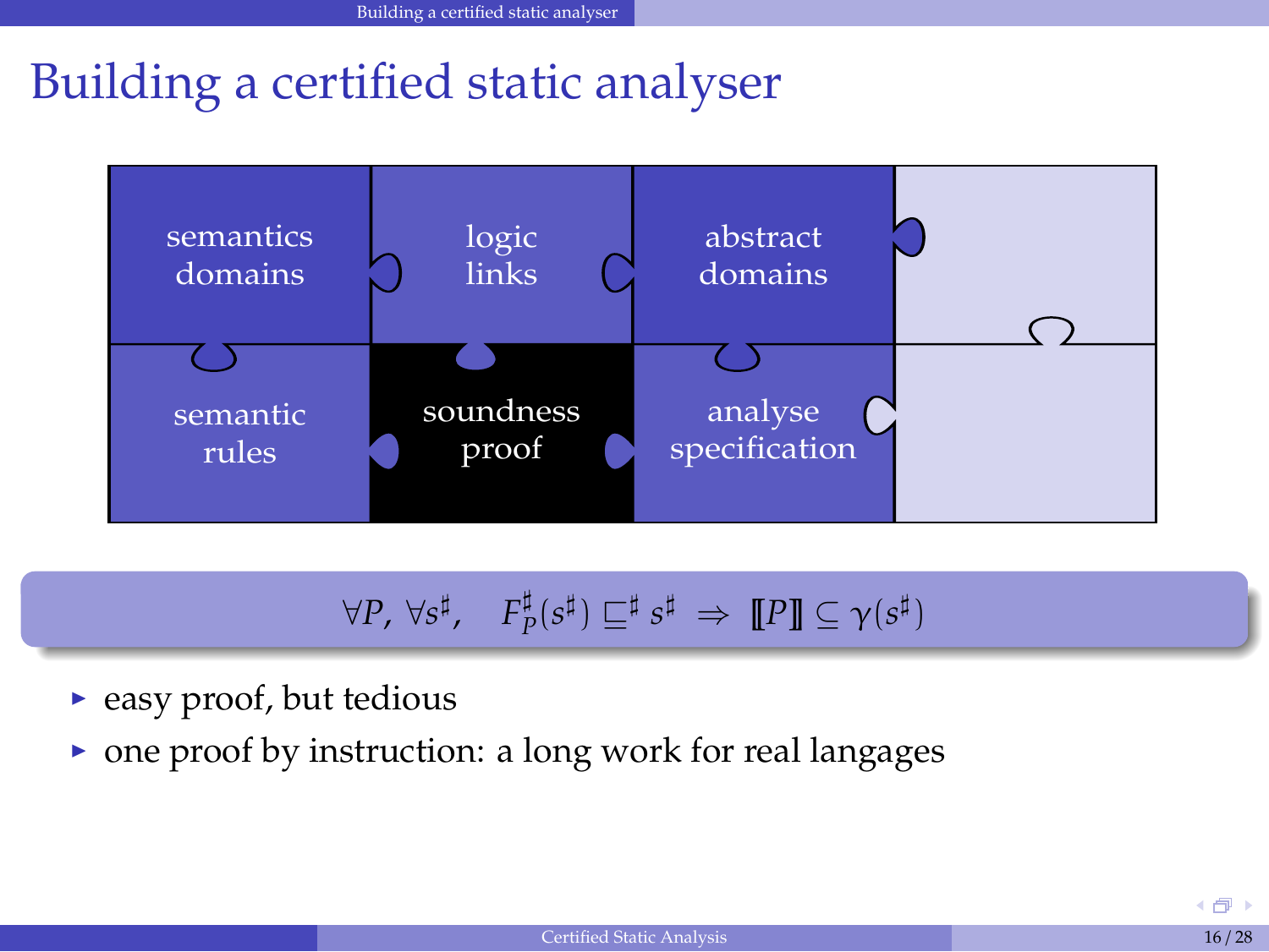# Building a certified static analyser

semantics domains

logic links

abstract domains

semantic rules

soundness proof

analyse specification

$$\forall P,\ \forall s^\sharp,\quad F^\sharp_P(s^\sharp) \sqsubseteq^\sharp s^\sharp \ \Rightarrow\ [\![P]\!] \subseteq \gamma(s^\sharp)$$

- easy proof, but tedious
- one proof by instruction: a long work for real langages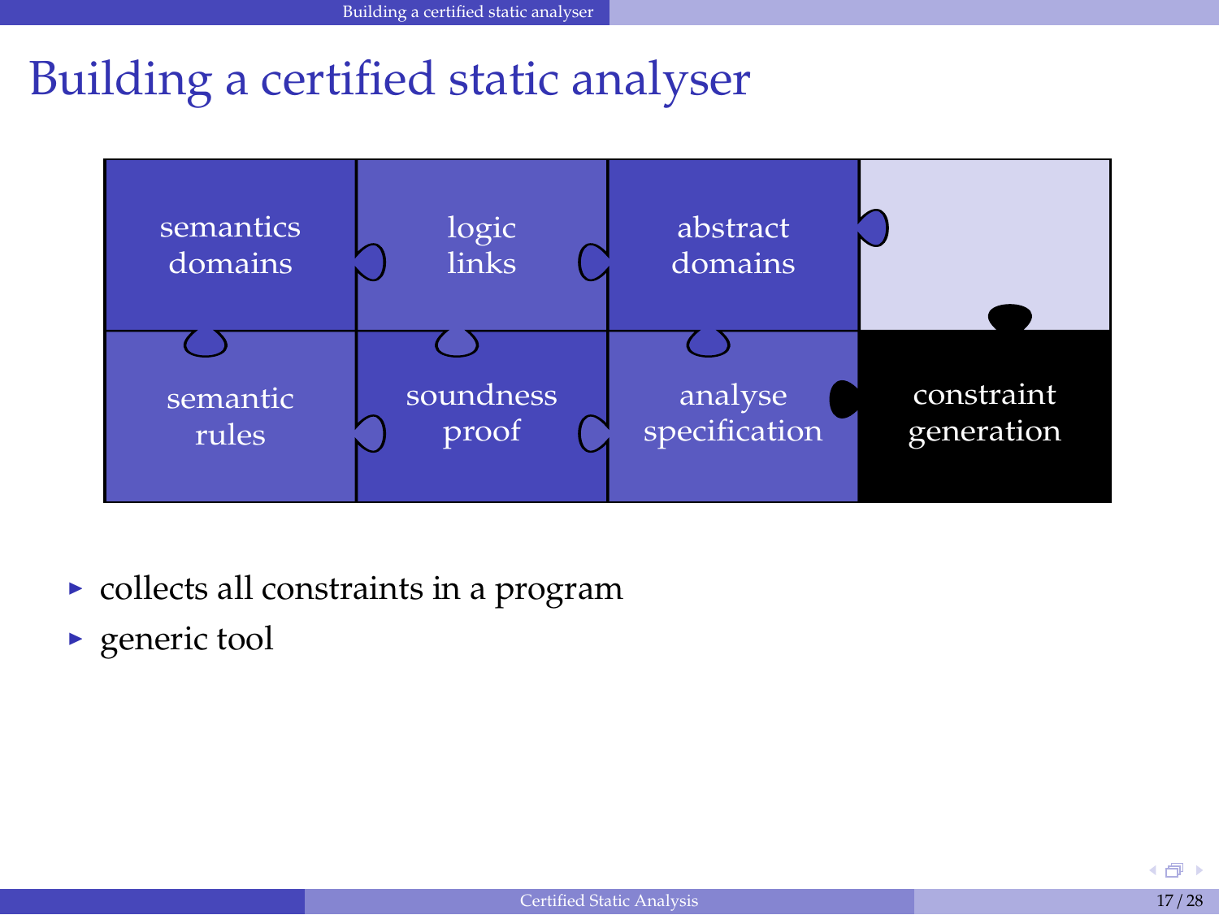# Building a certified static analyser

semantics domains

logic links

abstract domains

semantic rules

soundness proof

analyse specification

constraint generation

- collects all constraints in a program
- generic tool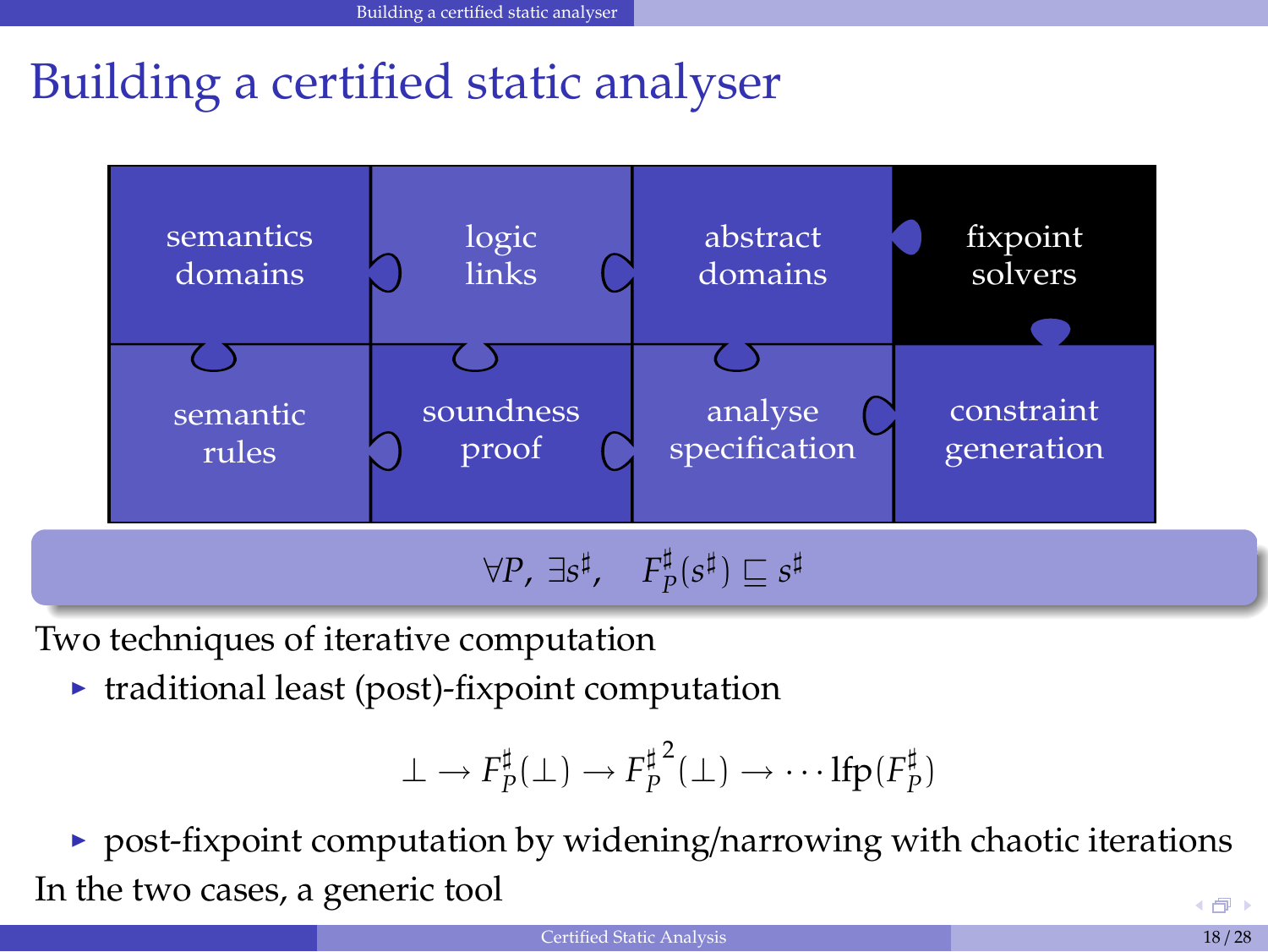# Building a certified static analyser

| | | | |
|---|---|---|---|
| semantics domains | logic links | abstract domains | fixpoint solvers |
| semantic rules | soundness proof | analyse specification | constraint generation |

$$\forall P,\ \exists s^\sharp,\quad F_P^\sharp(s^\sharp) \sqsubseteq s^\sharp$$

Two techniques of iterative computation

- traditional least (post)-fixpoint computation

$$\bot \rightarrow F_P^\sharp(\bot) \rightarrow {F_P^\sharp}^2(\bot) \rightarrow \cdots \mathrm{lfp}(F_P^\sharp)$$

- post-fixpoint computation by widening/narrowing with chaotic iterations

In the two cases, a generic tool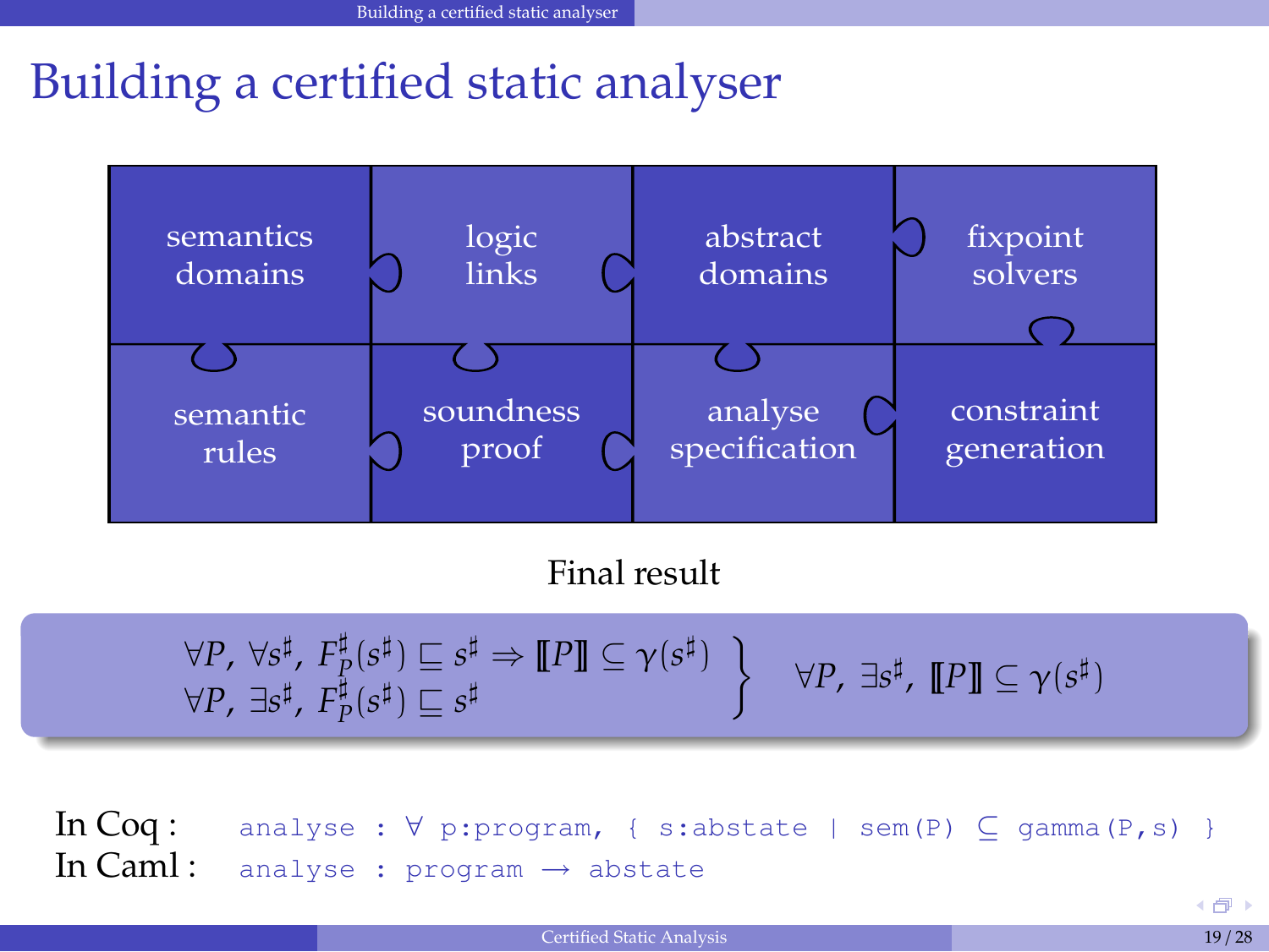# Building a certified static analyser

| | | | |
|---|---|---|---|
| semantics domains | logic links | abstract domains | fixpoint solvers |
| semantic rules | soundness proof | analyse specification | constraint generation |

Final result

$$\left.\begin{array}{l} \forall P,\ \forall s^\sharp,\ F^\sharp_P(s^\sharp) \sqsubseteq s^\sharp \Rightarrow [\![P]\!] \subseteq \gamma(s^\sharp) \\ \forall P,\ \exists s^\sharp,\ F^\sharp_P(s^\sharp) \sqsubseteq s^\sharp \end{array}\right\} \quad \forall P,\ \exists s^\sharp,\ [\![P]\!] \subseteq \gamma(s^\sharp)$$

In Coq :
```
analyse : ∀ p:program, { s:abstate | sem(P) ⊆ gamma(P,s) }
```
In Caml :
```
analyse : program → abstate
```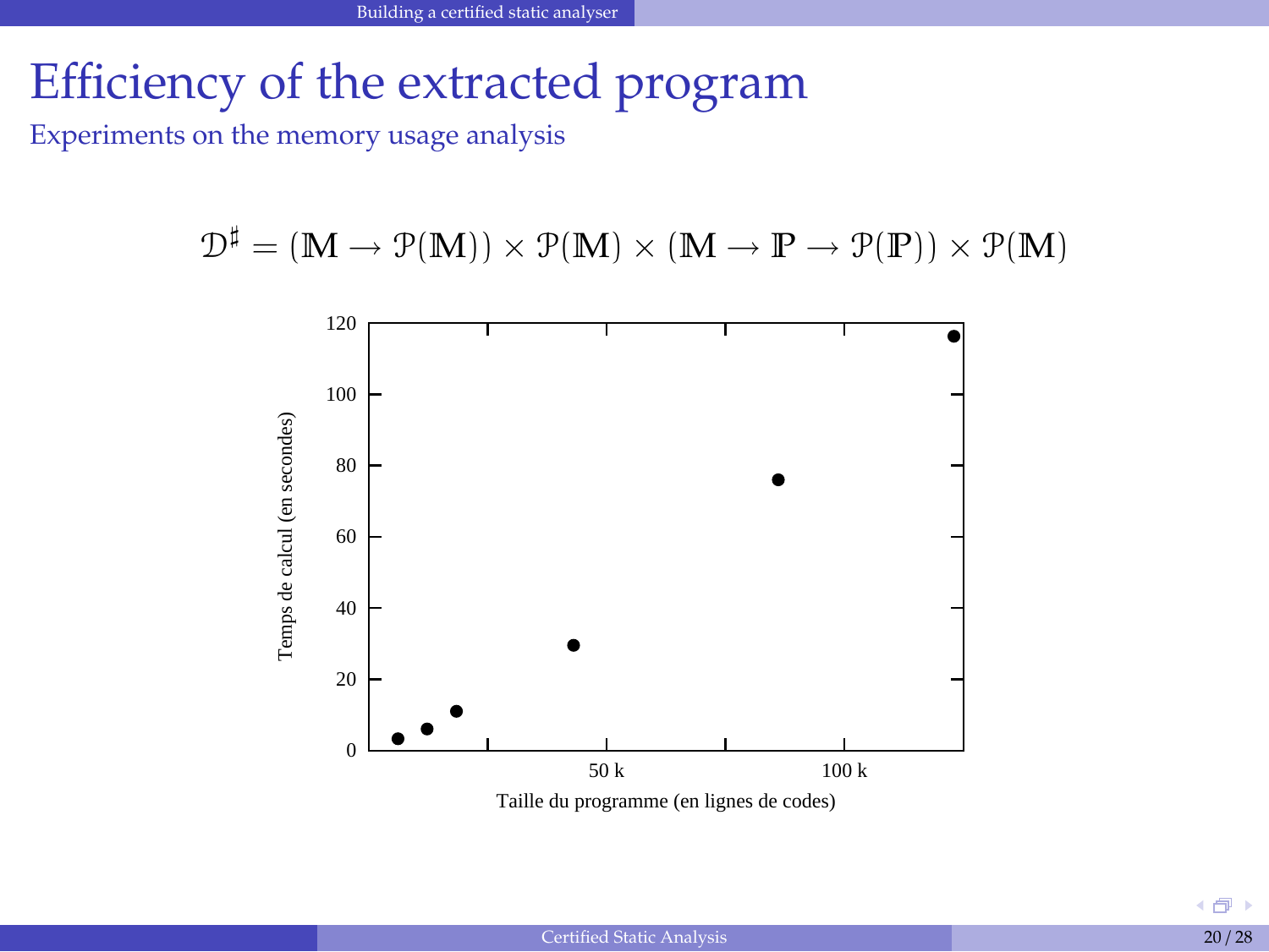# Efficiency of the extracted program

Experiments on the memory usage analysis

$$\mathcal{D}^\sharp = (\mathbb{M} \to \mathcal{P}(\mathbb{M})) \times \mathcal{P}(\mathbb{M}) \times (\mathbb{M} \to \mathbb{P} \to \mathcal{P}(\mathbb{P})) \times \mathcal{P}(\mathbb{M})$$

Temps de calcul (en secondes)

Taille du programme (en lignes de codes)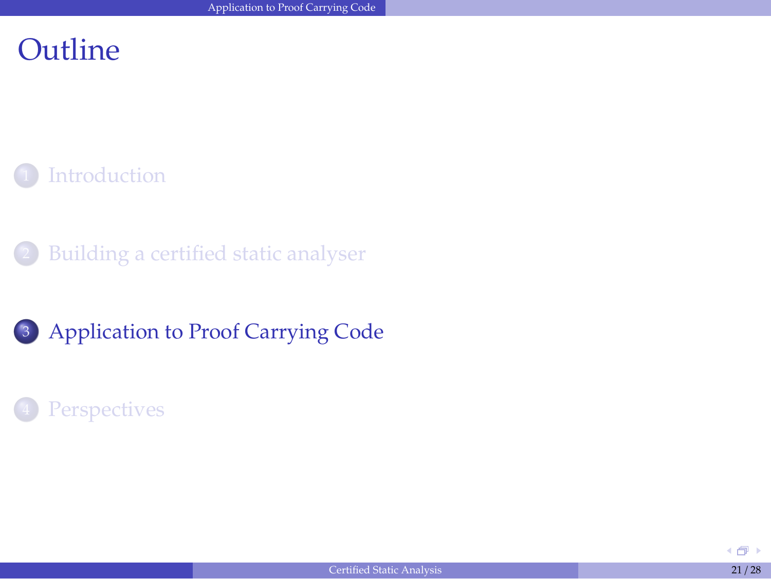# Outline

1. Introduction
2. Building a certified static analyser
3. Application to Proof Carrying Code
4. Perspectives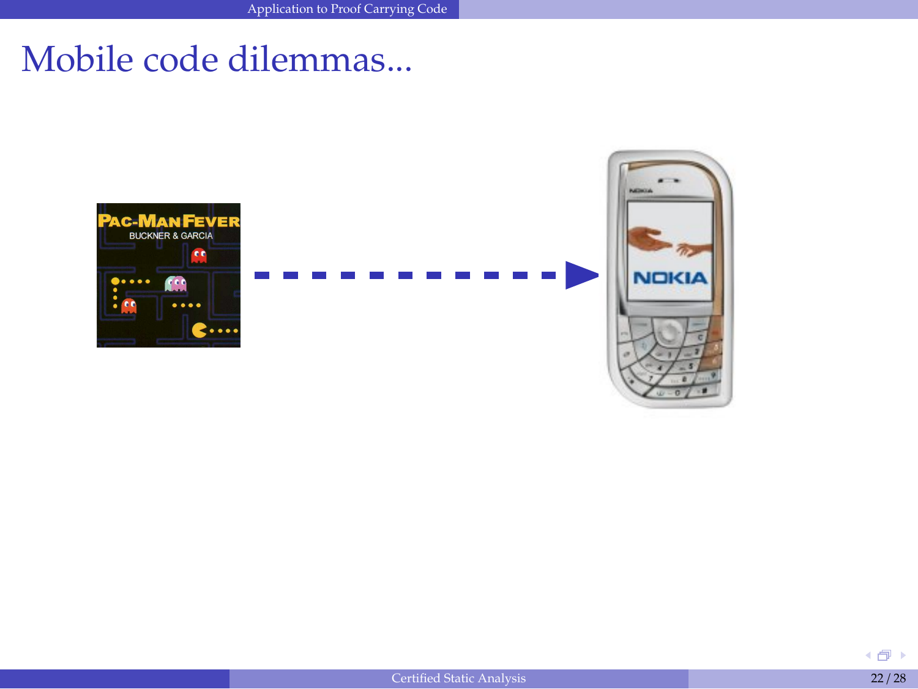# Mobile code dilemmas...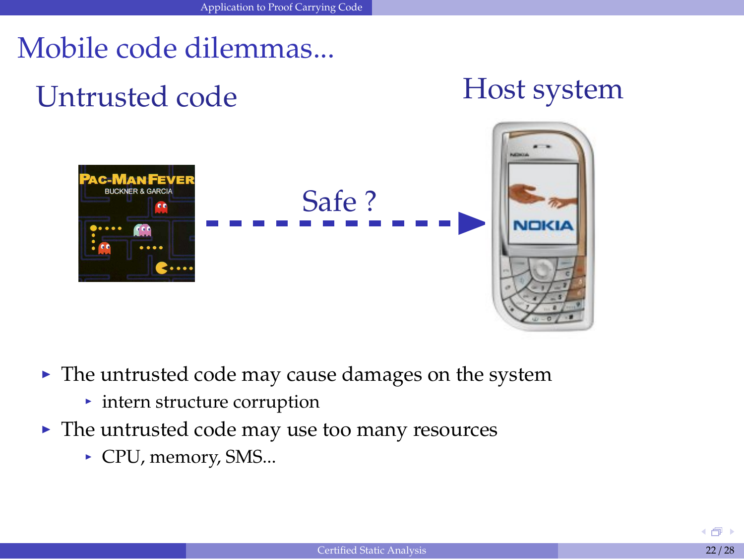# Mobile code dilemmas...

Untrusted code

Host system

Safe ?

- The untrusted code may cause damages on the system
  - intern structure corruption
- The untrusted code may use too many resources
  - CPU, memory, SMS...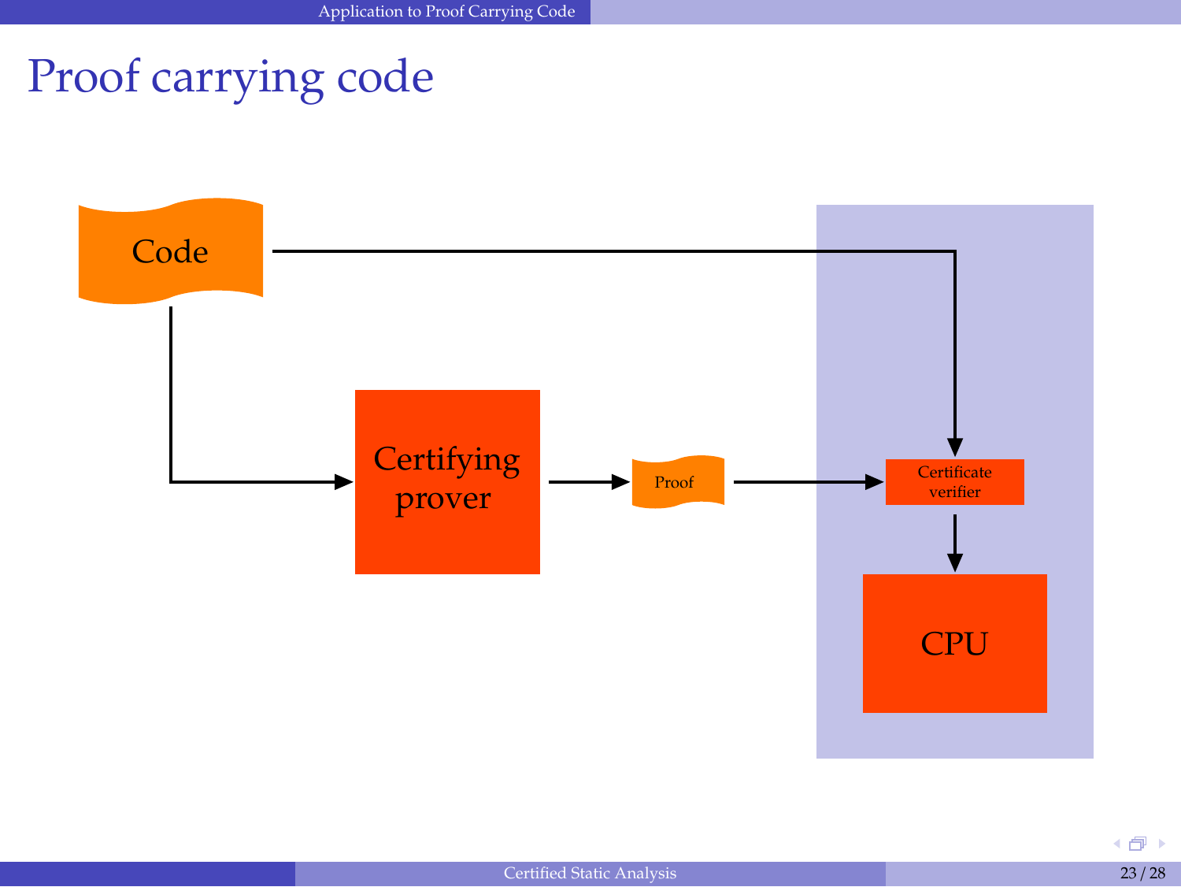# Proof carrying code

Code

Certifying prover

Proof

Certificate verifier

CPU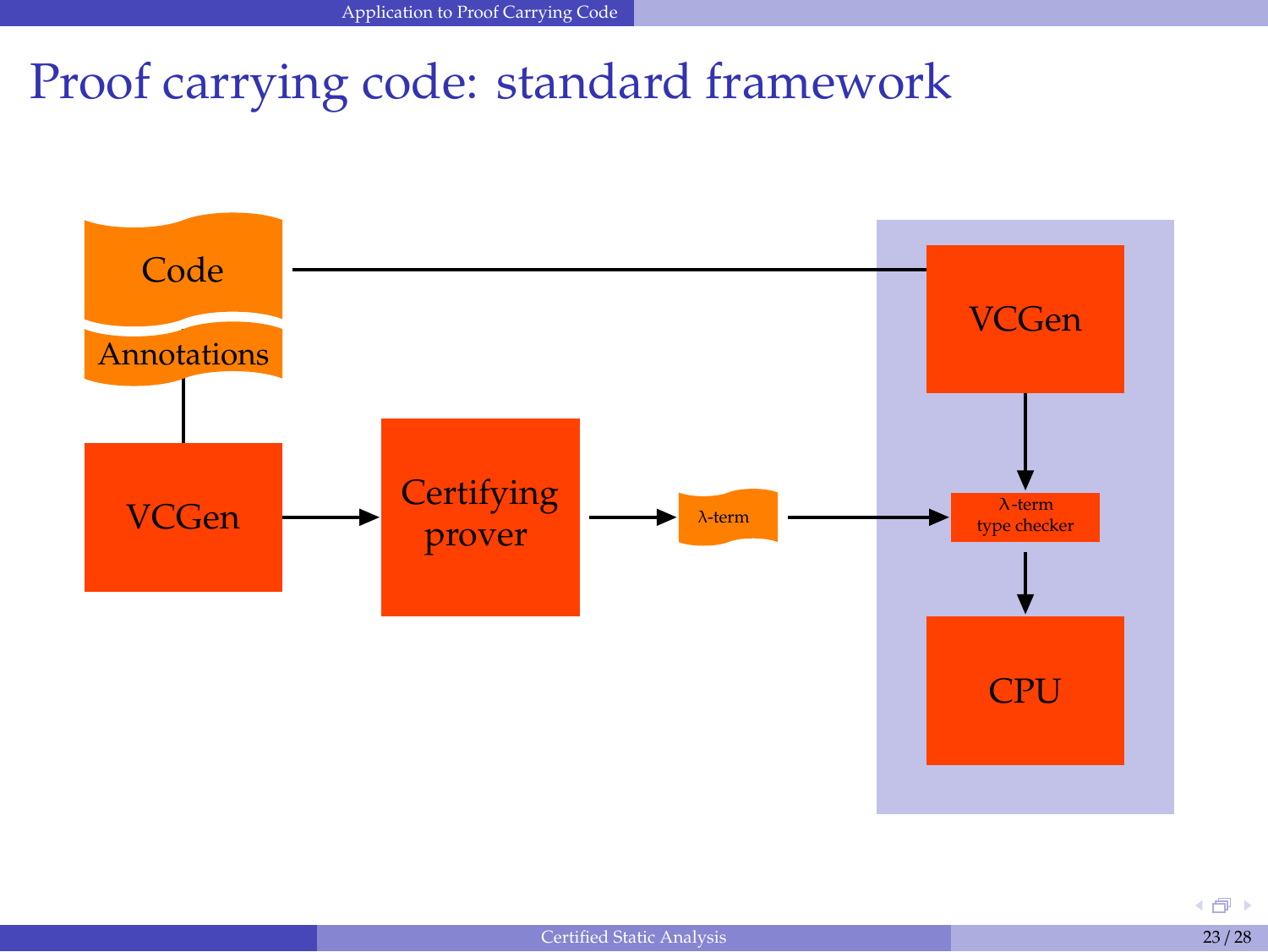# Proof carrying code: standard framework

Code

Annotations

VCGen

Certifying prover

λ-term

VCGen

λ-term type checker

CPU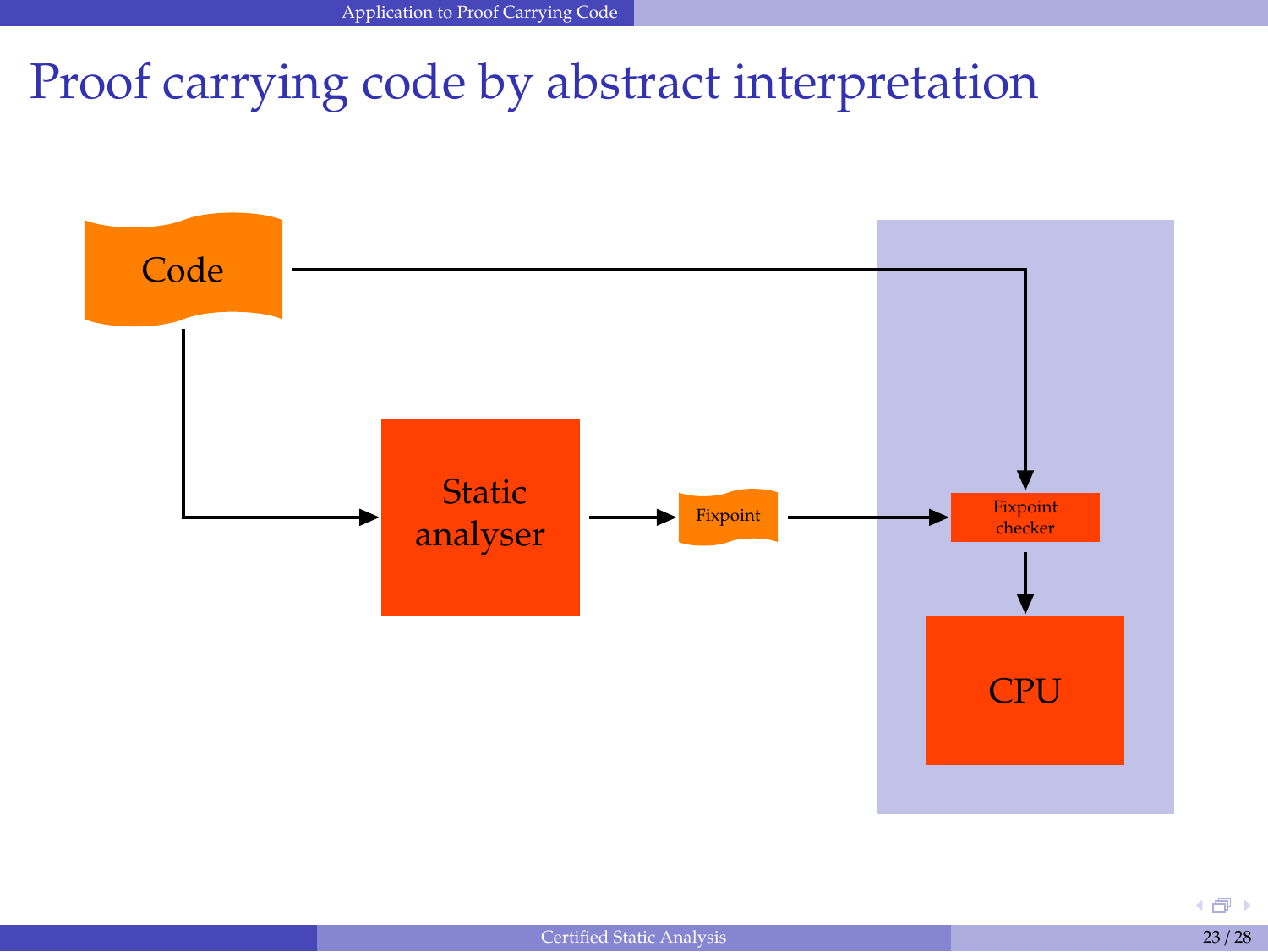# Proof carrying code by abstract interpretation

Code

Static analyser

Fixpoint

Fixpoint checker

CPU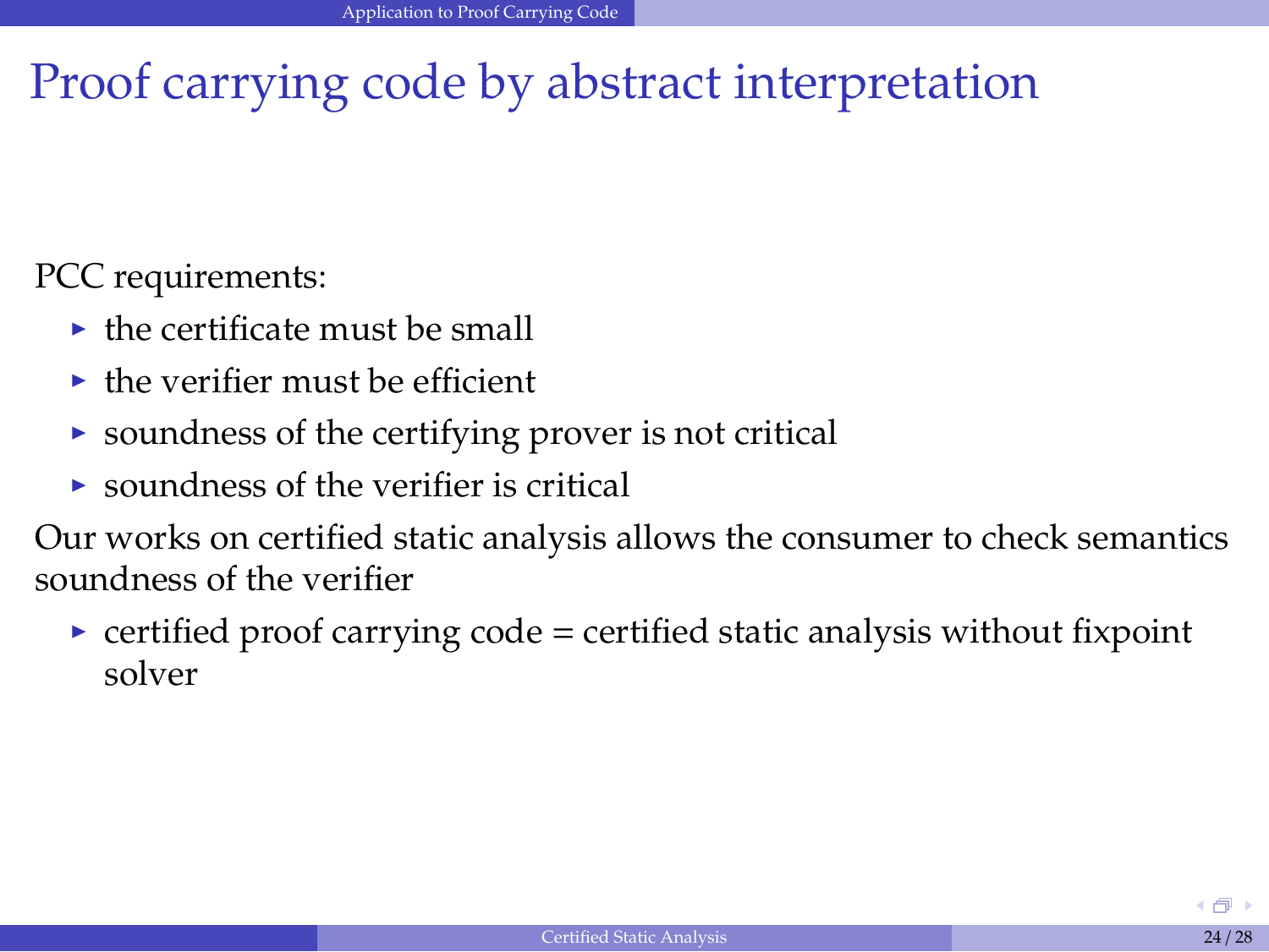# Proof carrying code by abstract interpretation

PCC requirements:

- the certificate must be small
- the verifier must be efficient
- soundness of the certifying prover is not critical
- soundness of the verifier is critical

Our works on certified static analysis allows the consumer to check semantics soundness of the verifier

- certified proof carrying code = certified static analysis without fixpoint solver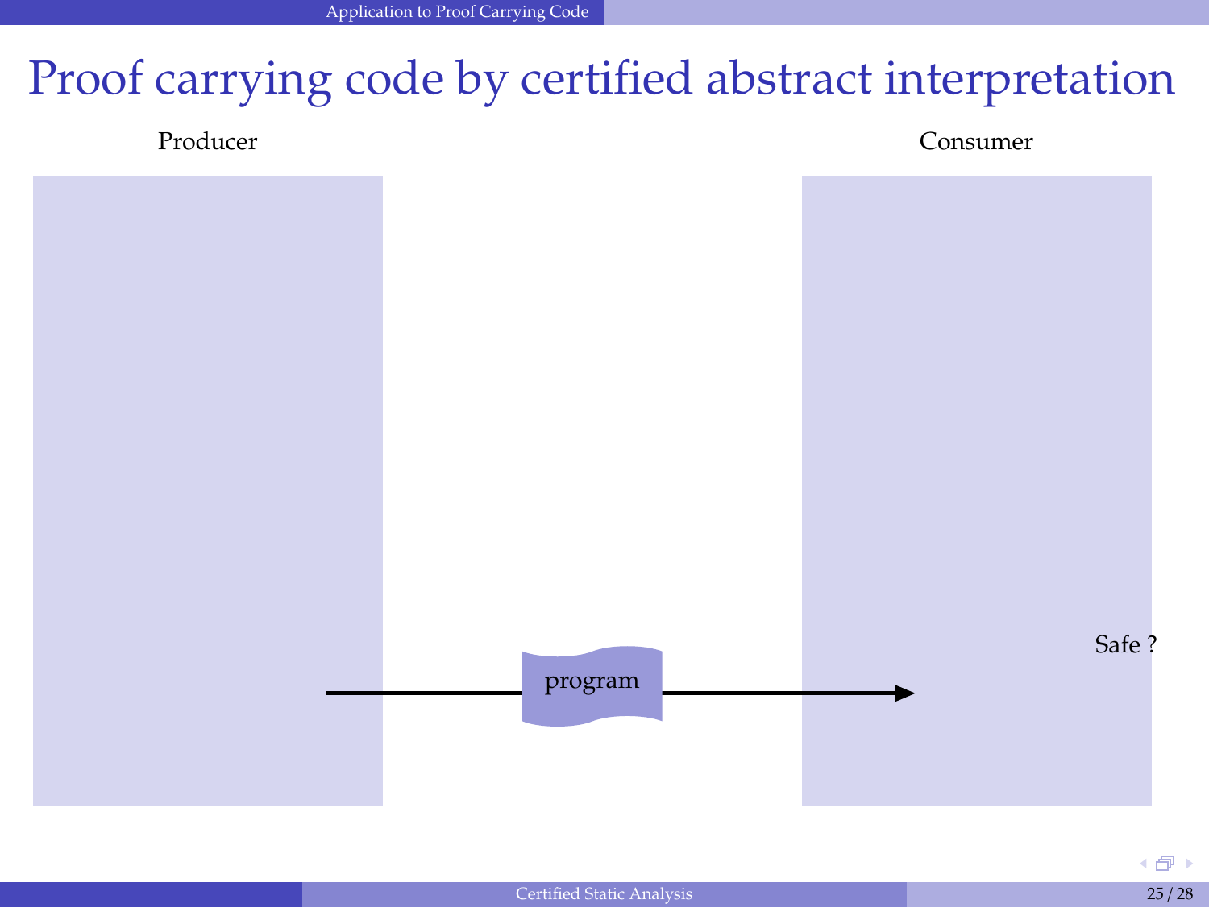# Proof carrying code by certified abstract interpretation

Producer

Consumer

program

Safe ?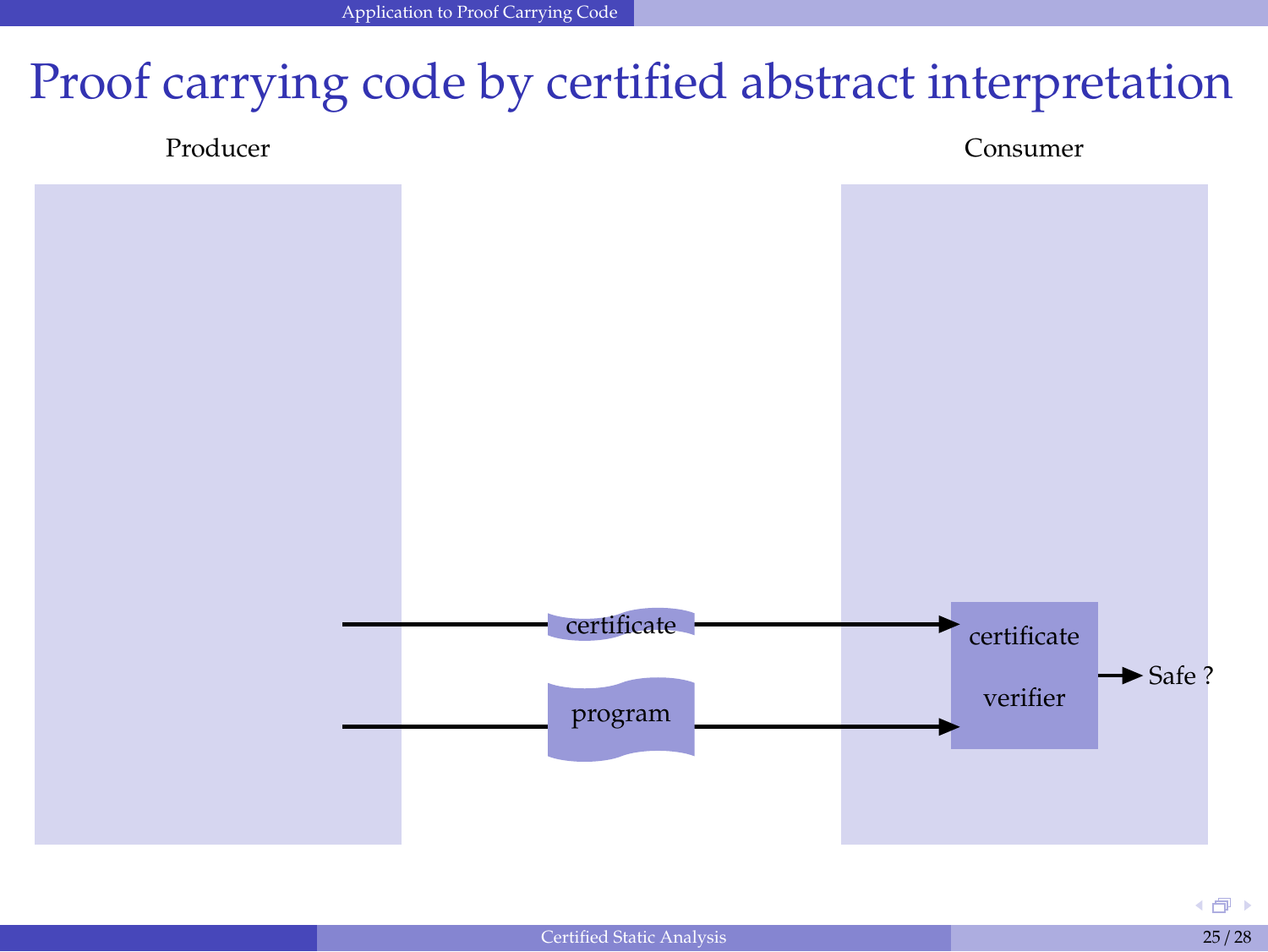# Proof carrying code by certified abstract interpretation

Producer

Consumer

certificate

program

certificate

verifier

Safe ?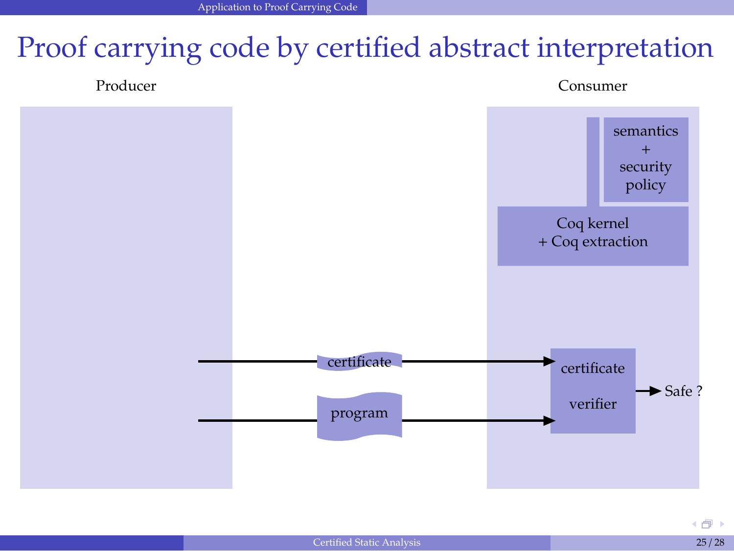# Proof carrying code by certified abstract interpretation

Producer

Consumer

semantics
+
security
policy

Coq kernel
+ Coq extraction

certificate

program

certificate

verifier

Safe ?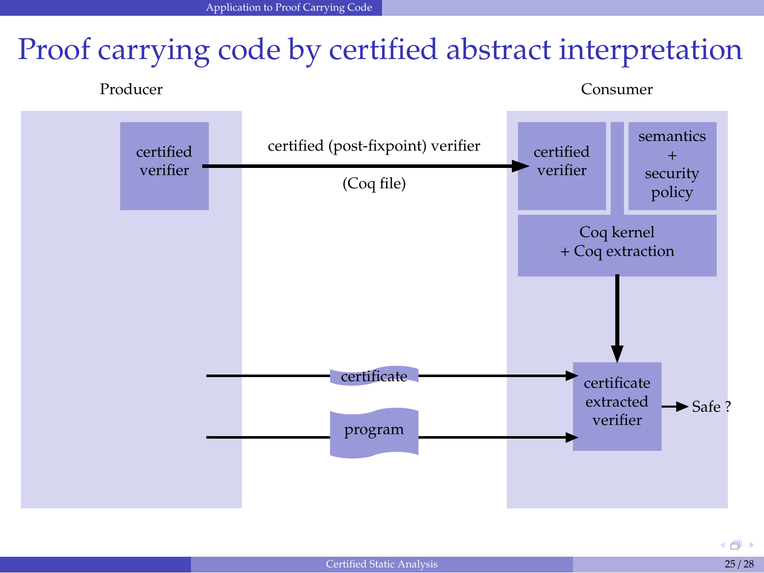# Proof carrying code by certified abstract interpretation

Producer

Consumer

certified verifier

certified (post-fixpoint) verifier

(Coq file)

certified verifier

semantics + security policy

Coq kernel + Coq extraction

certificate

program

certificate extracted verifier

Safe ?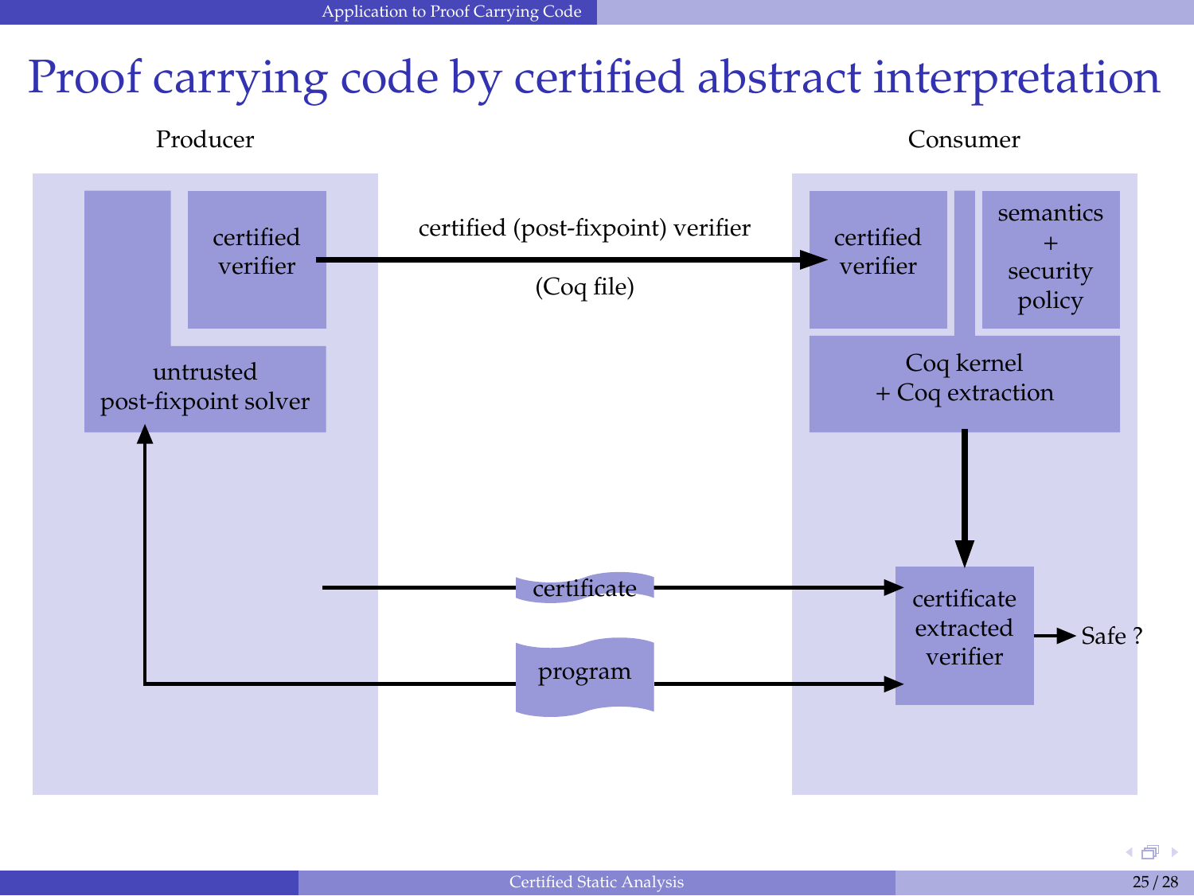# Proof carrying code by certified abstract interpretation

Producer

certified verifier

untrusted post-fixpoint solver

certified (post-fixpoint) verifier

(Coq file)

Consumer

certified verifier

semantics + security policy

Coq kernel + Coq extraction

certificate

program

certificate extracted verifier

Safe ?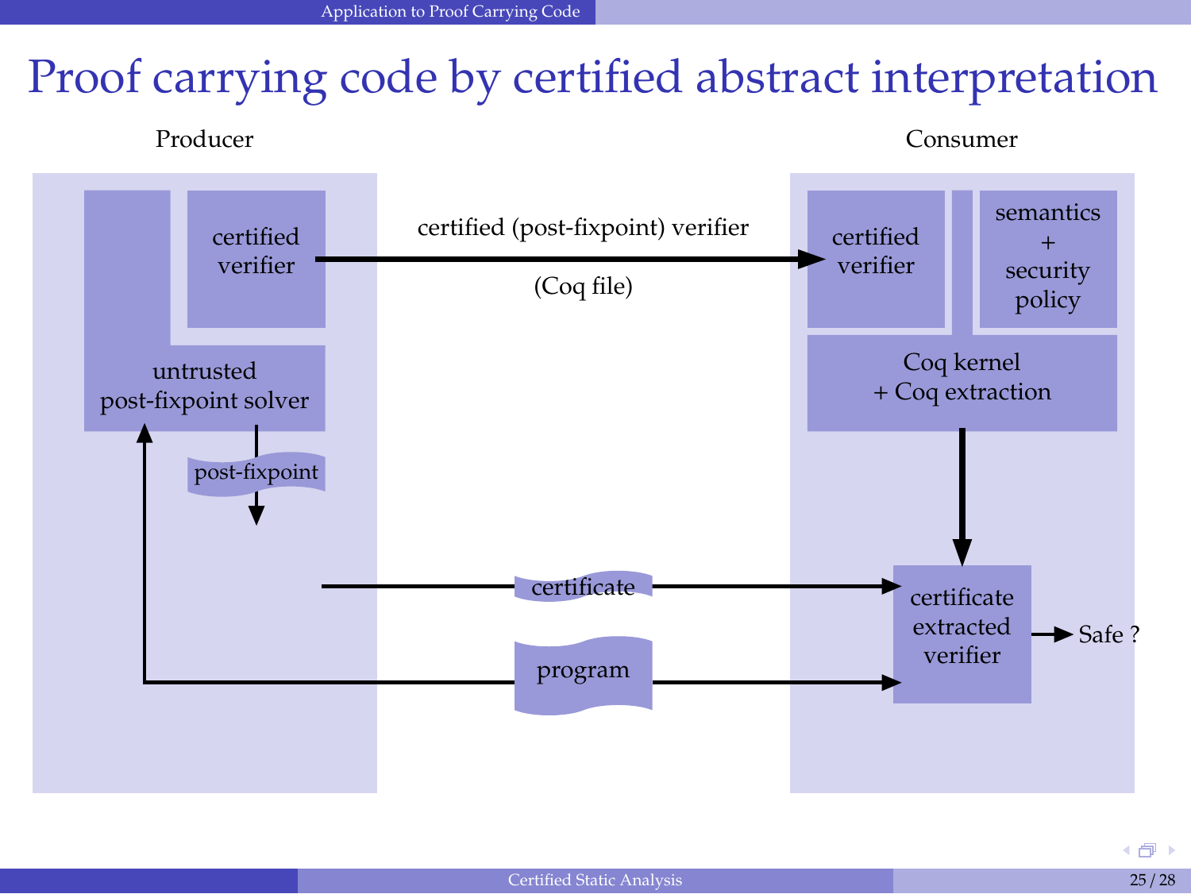# Proof carrying code by certified abstract interpretation

Producer

Consumer

certified verifier

untrusted post-fixpoint solver

post-fixpoint

certified (post-fixpoint) verifier

(Coq file)

certified verifier

semantics + security policy

Coq kernel + Coq extraction

certificate

program

certificate extracted verifier

Safe ?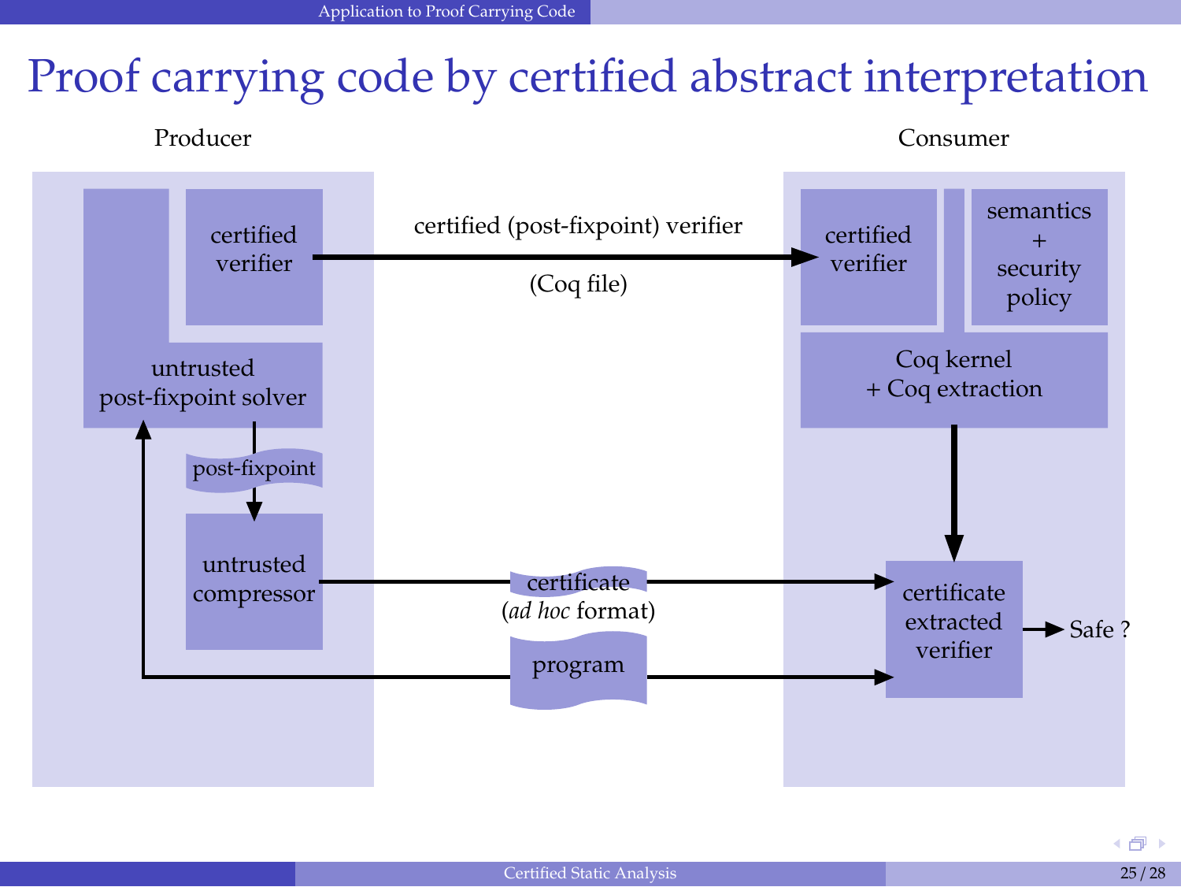# Proof carrying code by certified abstract interpretation

Producer

Consumer

certified verifier

untrusted post-fixpoint solver

post-fixpoint

untrusted compressor

certified (post-fixpoint) verifier

(Coq file)

certificate

(*ad hoc* format)

program

certified verifier

semantics + security policy

Coq kernel + Coq extraction

certificate extracted verifier

Safe ?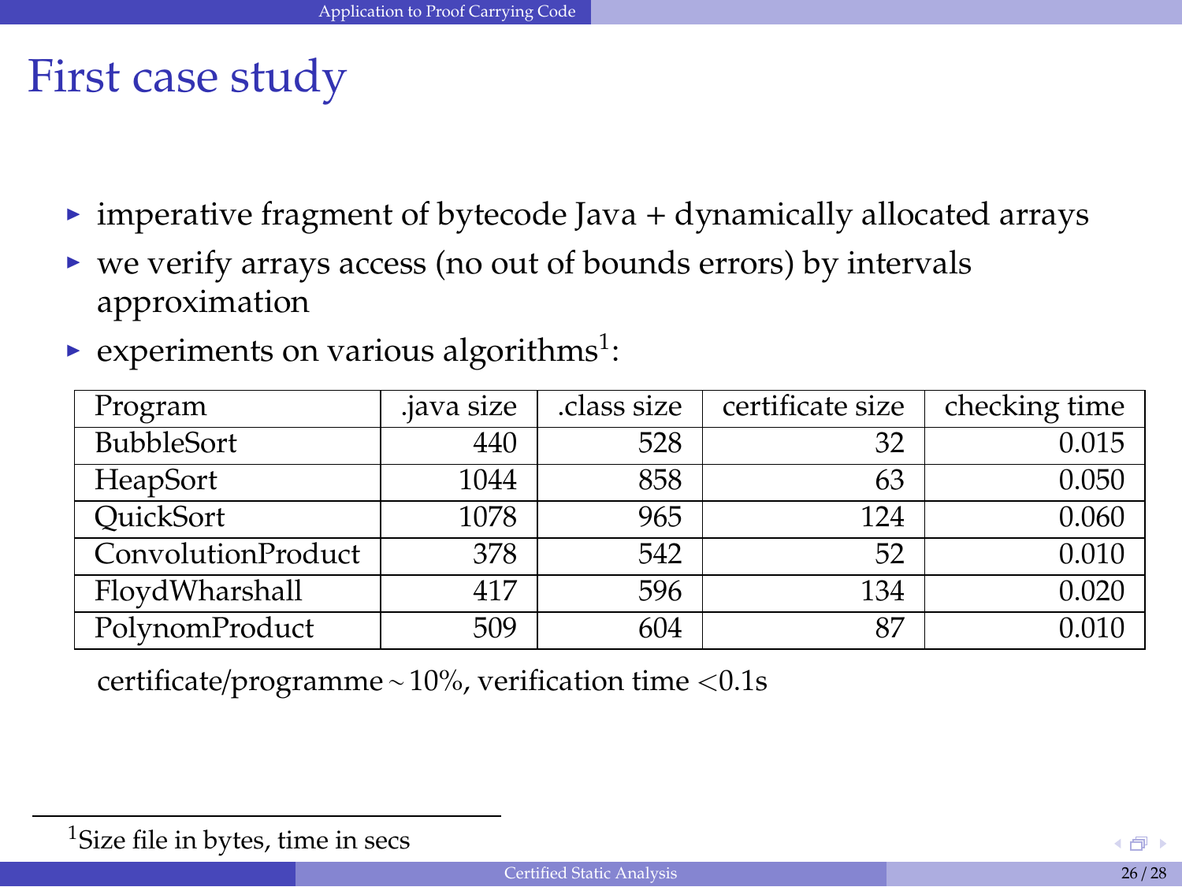# First case study

- imperative fragment of bytecode Java + dynamically allocated arrays
- we verify arrays access (no out of bounds errors) by intervals approximation
- experiments on various algorithms[1]:

| Program | .java size | .class size | certificate size | checking time |
|---|---|---|---|---|
| BubbleSort | 440 | 528 | 32 | 0.015 |
| HeapSort | 1044 | 858 | 63 | 0.050 |
| QuickSort | 1078 | 965 | 124 | 0.060 |
| ConvolutionProduct | 378 | 542 | 52 | 0.010 |
| FloydWharshall | 417 | 596 | 134 | 0.020 |
| PolynomProduct | 509 | 604 | 87 | 0.010 |

certificate/programme $\sim$ 10%, verification time $<$0.1s

[1] Size file in bytes, time in secs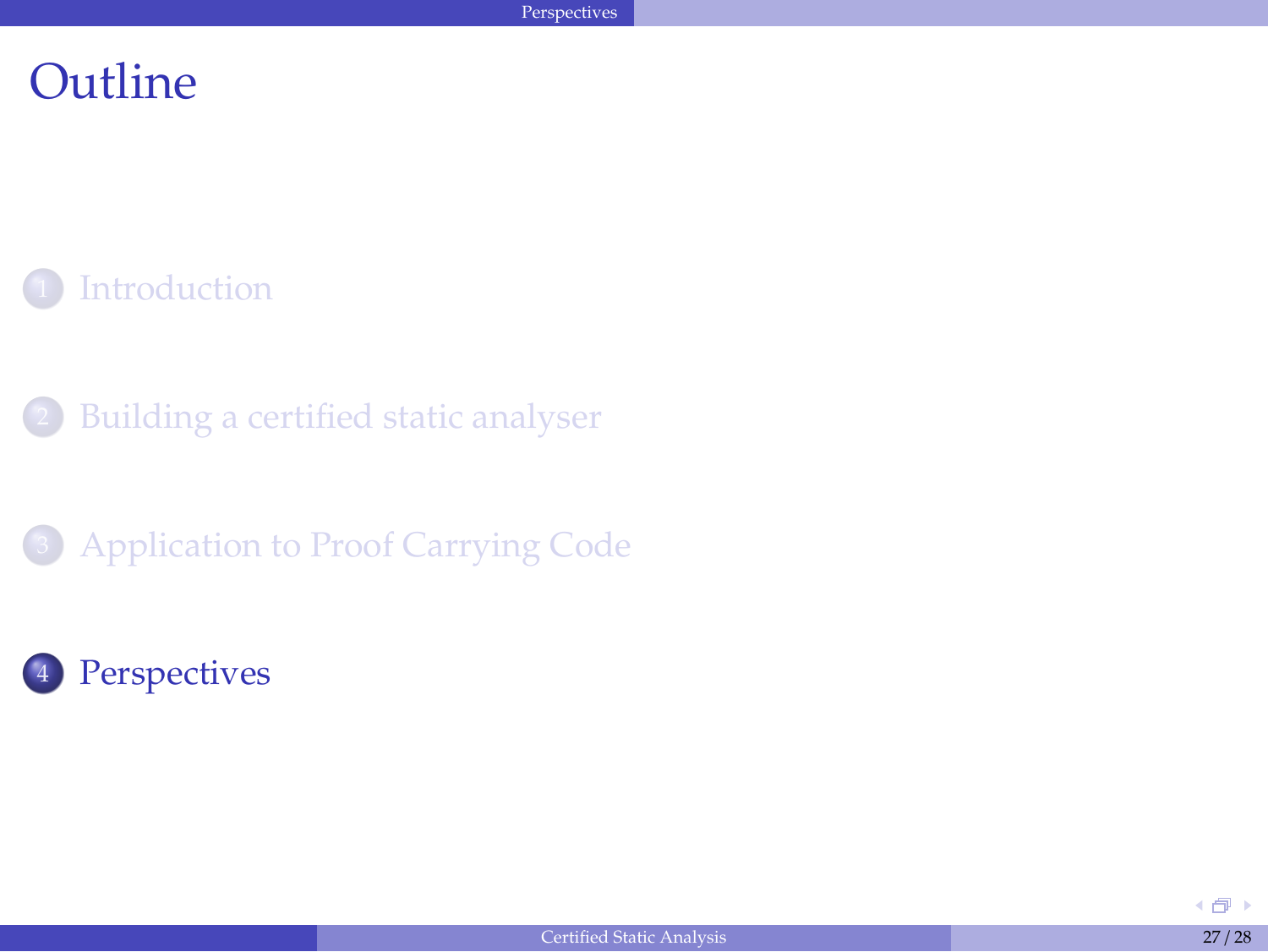# Outline

1. Introduction
2. Building a certified static analyser
3. Application to Proof Carrying Code
4. Perspectives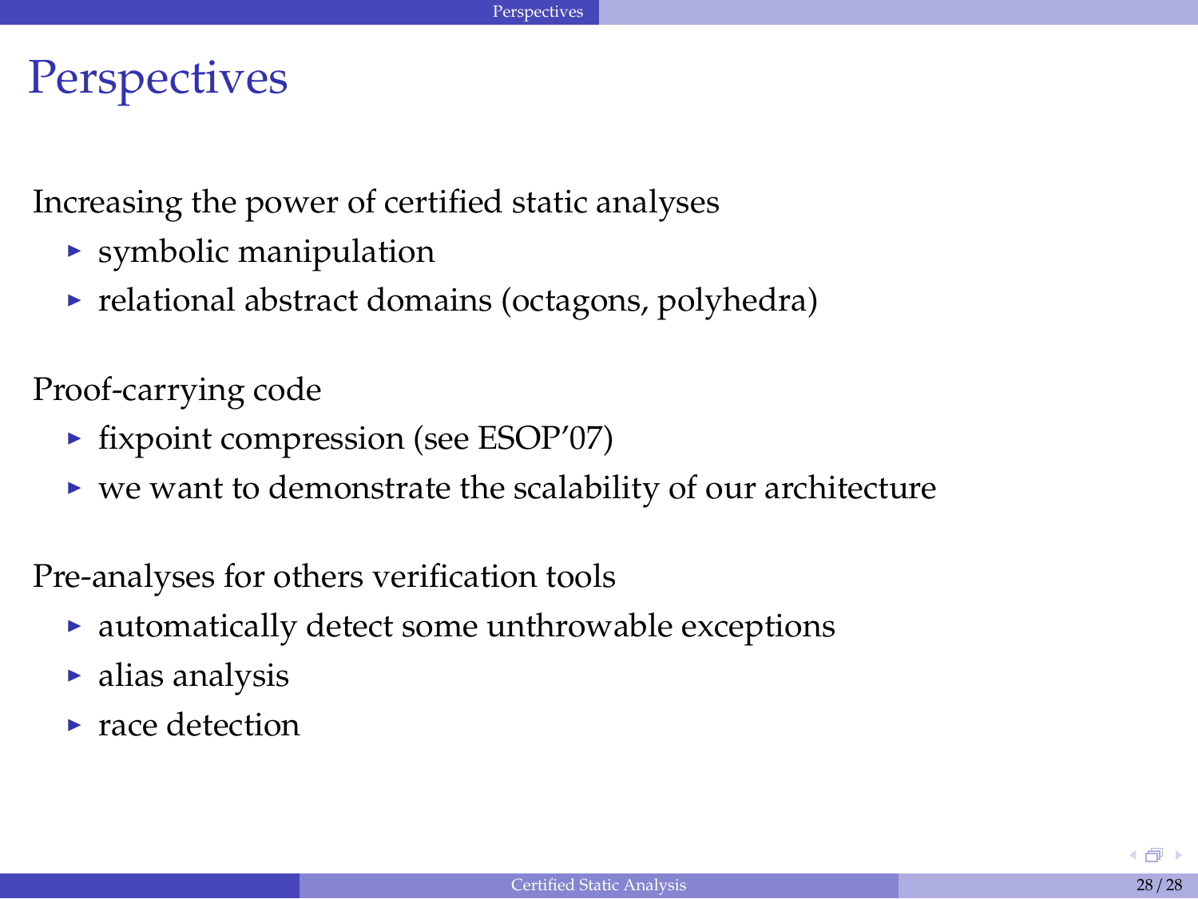# Perspectives

Increasing the power of certified static analyses

- symbolic manipulation
- relational abstract domains (octagons, polyhedra)

Proof-carrying code

- fixpoint compression (see ESOP'07)
- we want to demonstrate the scalability of our architecture

Pre-analyses for others verification tools

- automatically detect some unthrowable exceptions
- alias analysis
- race detection